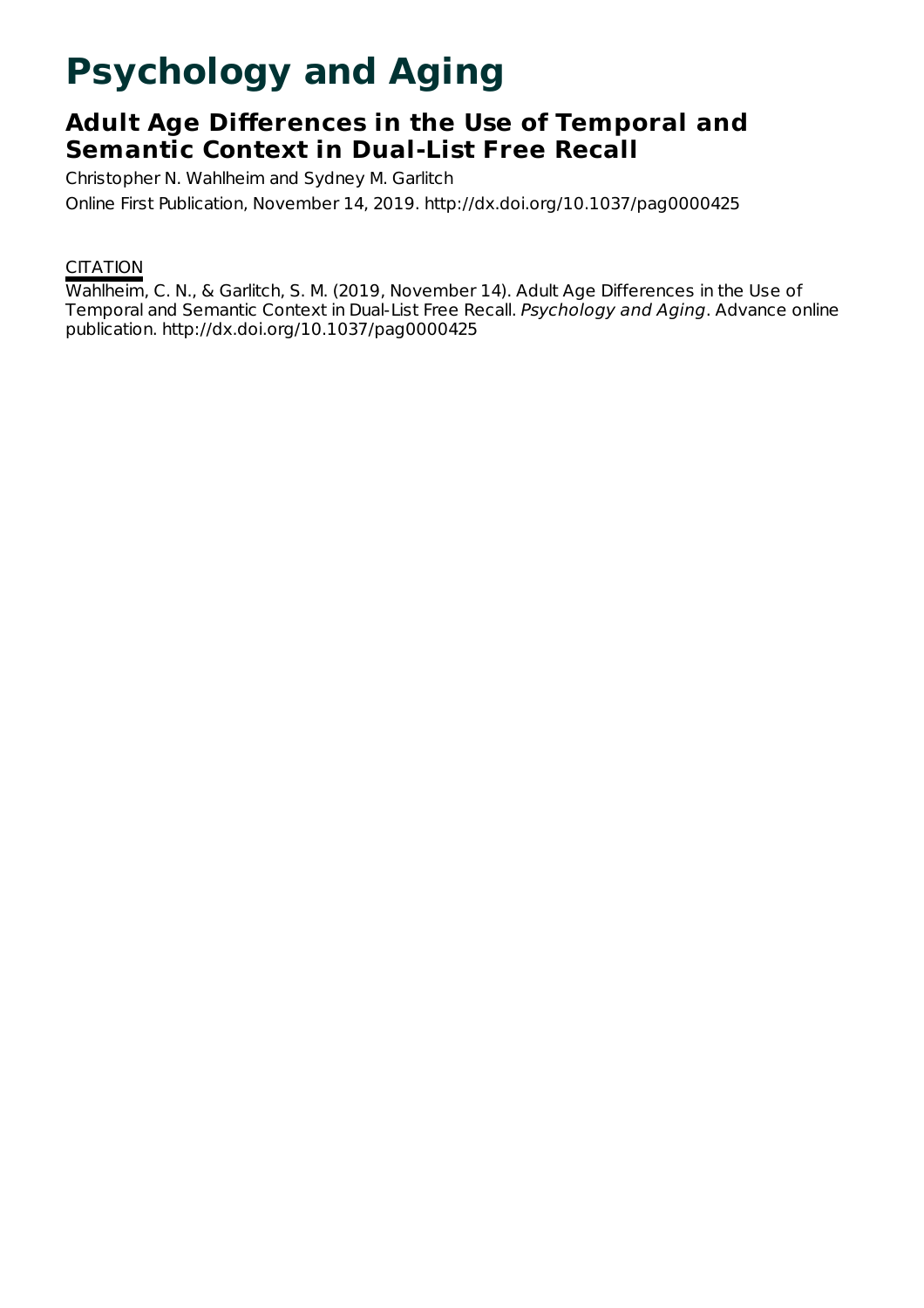# Psychology and Aging

## Adult Age Differences in the Use of Temporal and Semantic Context in Dual-List Free Recall

Christopher N. Wahlheim and Sydney M. Garlitch

Online First Publication, November 14, 2019. http://dx.doi.org/10.1037/pag0000425

CITATION

Wahlheim, C. N., & Garlitch, S. M. (2019, November 14). Adult Age Differences in the Use of Temporal and Semantic Context in Dual-List Free Recall. *Psychology and Aging*. Advance online publication. http://dx.doi.org/10.1037/pag0000425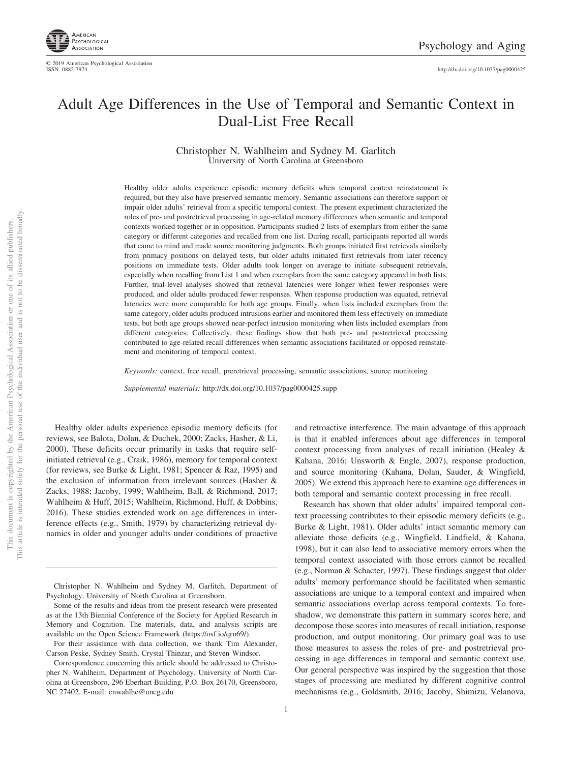# Adult Age Differences in the Use of Temporal and Semantic Context in Dual-List Free Recall

Christopher N. Wahlheim and Sydney M. Garlitch
University of North Carolina at Greensboro

Healthy older adults experience episodic memory deficits when temporal context reinstatement is required, but they also have preserved semantic memory. Semantic associations can therefore support or impair older adults' retrieval from a specific temporal context. The present experiment characterized the roles of pre- and postretrieval processing in age-related memory differences when semantic and temporal contexts worked together or in opposition. Participants studied 2 lists of exemplars from either the same category or different categories and recalled from one list. During recall, participants reported all words that came to mind and made source monitoring judgments. Both groups initiated first retrievals similarly from primacy positions on delayed tests, but older adults initiated first retrievals from later recency positions on immediate tests. Older adults took longer on average to initiate subsequent retrievals, especially when recalling from List 1 and when exemplars from the same category appeared in both lists. Further, trial-level analyses showed that retrieval latencies were longer when fewer responses were produced, and older adults produced fewer responses. When response production was equated, retrieval latencies were more comparable for both age groups. Finally, when lists included exemplars from the same category, older adults produced intrusions earlier and monitored them less effectively on immediate tests, but both age groups showed near-perfect intrusion monitoring when lists included exemplars from different categories. Collectively, these findings show that both pre- and postretrieval processing contributed to age-related recall differences when semantic associations facilitated or opposed reinstatement and monitoring of temporal context.

*Keywords:* context, free recall, preretrieval processing, semantic associations, source monitoring

*Supplemental materials:* http://dx.doi.org/10.1037/pag0000425.supp

Healthy older adults experience episodic memory deficits (for reviews, see Balota, Dolan, & Duchek, 2000; Zacks, Hasher, & Li, 2000). These deficits occur primarily in tasks that require self-initiated retrieval (e.g., Craik, 1986), memory for temporal context (for reviews, see Burke & Light, 1981; Spencer & Raz, 1995) and the exclusion of information from irrelevant sources (Hasher & Zacks, 1988; Jacoby, 1999; Wahlheim, Ball, & Richmond, 2017; Wahlheim & Huff, 2015; Wahlheim, Richmond, Huff, & Dobbins, 2016). These studies extended work on age differences in interference effects (e.g., Smith, 1979) by characterizing retrieval dynamics in older and younger adults under conditions of proactive and retroactive interference. The main advantage of this approach is that it enabled inferences about age differences in temporal context processing from analyses of recall initiation (Healey & Kahana, 2016; Unsworth & Engle, 2007), response production, and source monitoring (Kahana, Dolan, Sauder, & Wingfield, 2005). We extend this approach here to examine age differences in both temporal and semantic context processing in free recall.

Research has shown that older adults' impaired temporal context processing contributes to their episodic memory deficits (e.g., Burke & Light, 1981). Older adults' intact semantic memory can alleviate those deficits (e.g., Wingfield, Lindfield, & Kahana, 1998), but it can also lead to associative memory errors when the temporal context associated with those errors cannot be recalled (e.g., Norman & Schacter, 1997). These findings suggest that older adults' memory performance should be facilitated when semantic associations are unique to a temporal context and impaired when semantic associations overlap across temporal contexts. To foreshadow, we demonstrate this pattern in summary scores here, and decompose those scores into measures of recall initiation, response production, and output monitoring. Our primary goal was to use those measures to assess the roles of pre- and postretrieval processing in age differences in temporal and semantic context use. Our general perspective was inspired by the suggestion that those stages of processing are mediated by different cognitive control mechanisms (e.g., Goldsmith, 2016; Jacoby, Shimizu, Velanova,

Christopher N. Wahlheim and Sydney M. Garlitch, Department of Psychology, University of North Carolina at Greensboro.

Some of the results and ideas from the present research were presented as at the 13th Biennial Conference of the Society for Applied Research in Memory and Cognition. The materials, data, and analysis scripts are available on the Open Science Framework (https://osf.io/qrn69/).

For their assistance with data collection, we thank Tim Alexander, Carson Peske, Sydney Smith, Crystal Thinzar, and Steven Windsor.

Correspondence concerning this article should be addressed to Christopher N. Wahlheim, Department of Psychology, University of North Carolina at Greensboro, 296 Eberhart Building, P.O. Box 26170, Greensboro, NC 27402. E-mail: cnwahlhe@uncg.edu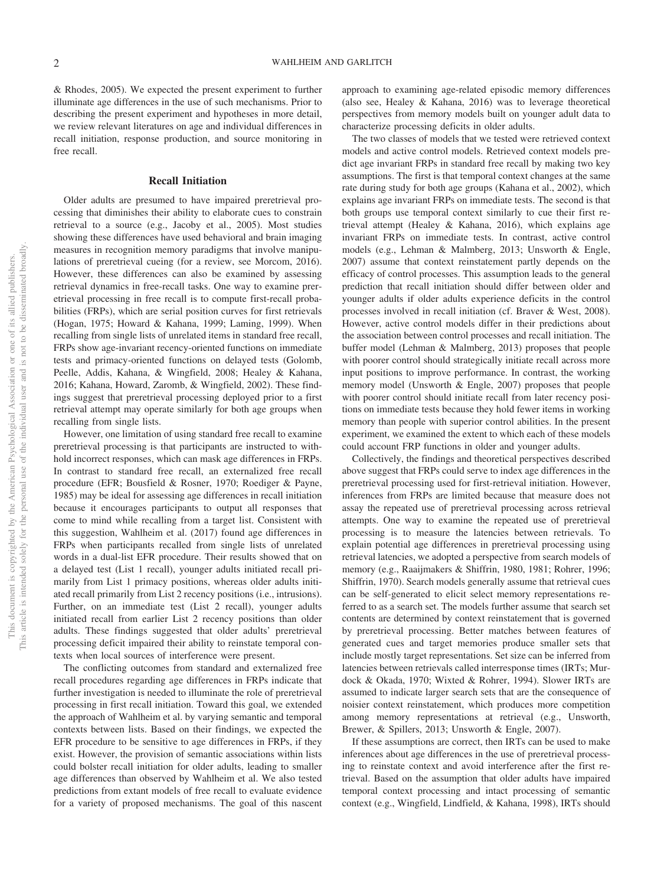& Rhodes, 2005). We expected the present experiment to further illuminate age differences in the use of such mechanisms. Prior to describing the present experiment and hypotheses in more detail, we review relevant literatures on age and individual differences in recall initiation, response production, and source monitoring in free recall.

## Recall Initiation

Older adults are presumed to have impaired preretrieval processing that diminishes their ability to elaborate cues to constrain retrieval to a source (e.g., Jacoby et al., 2005). Most studies showing these differences have used behavioral and brain imaging measures in recognition memory paradigms that involve manipulations of preretrieval cueing (for a review, see Morcom, 2016). However, these differences can also be examined by assessing retrieval dynamics in free-recall tasks. One way to examine preretrieval processing in free recall is to compute first-recall probabilities (FRPs), which are serial position curves for first retrievals (Hogan, 1975; Howard & Kahana, 1999; Laming, 1999). When recalling from single lists of unrelated items in standard free recall, FRPs show age-invariant recency-oriented functions on immediate tests and primacy-oriented functions on delayed tests (Golomb, Peelle, Addis, Kahana, & Wingfield, 2008; Healey & Kahana, 2016; Kahana, Howard, Zaromb, & Wingfield, 2002). These findings suggest that preretrieval processing deployed prior to a first retrieval attempt may operate similarly for both age groups when recalling from single lists.

However, one limitation of using standard free recall to examine preretrieval processing is that participants are instructed to withhold incorrect responses, which can mask age differences in FRPs. In contrast to standard free recall, an externalized free recall procedure (EFR; Bousfield & Rosner, 1970; Roediger & Payne, 1985) may be ideal for assessing age differences in recall initiation because it encourages participants to output all responses that come to mind while recalling from a target list. Consistent with this suggestion, Wahlheim et al. (2017) found age differences in FRPs when participants recalled from single lists of unrelated words in a dual-list EFR procedure. Their results showed that on a delayed test (List 1 recall), younger adults initiated recall primarily from List 1 primacy positions, whereas older adults initiated recall primarily from List 2 recency positions (i.e., intrusions). Further, on an immediate test (List 2 recall), younger adults initiated recall from earlier List 2 recency positions than older adults. These findings suggested that older adults' preretrieval processing deficit impaired their ability to reinstate temporal contexts when local sources of interference were present.

The conflicting outcomes from standard and externalized free recall procedures regarding age differences in FRPs indicate that further investigation is needed to illuminate the role of preretrieval processing in first recall initiation. Toward this goal, we extended the approach of Wahlheim et al. by varying semantic and temporal contexts between lists. Based on their findings, we expected the EFR procedure to be sensitive to age differences in FRPs, if they exist. However, the provision of semantic associations within lists could bolster recall initiation for older adults, leading to smaller age differences than observed by Wahlheim et al. We also tested predictions from extant models of free recall to evaluate evidence for a variety of proposed mechanisms. The goal of this nascent approach to examining age-related episodic memory differences (also see, Healey & Kahana, 2016) was to leverage theoretical perspectives from memory models built on younger adult data to characterize processing deficits in older adults.

The two classes of models that we tested were retrieved context models and active control models. Retrieved context models predict age invariant FRPs in standard free recall by making two key assumptions. The first is that temporal context changes at the same rate during study for both age groups (Kahana et al., 2002), which explains age invariant FRPs on immediate tests. The second is that both groups use temporal context similarly to cue their first retrieval attempt (Healey & Kahana, 2016), which explains age invariant FRPs on immediate tests. In contrast, active control models (e.g., Lehman & Malmberg, 2013; Unsworth & Engle, 2007) assume that context reinstatement partly depends on the efficacy of control processes. This assumption leads to the general prediction that recall initiation should differ between older and younger adults if older adults experience deficits in the control processes involved in recall initiation (cf. Braver & West, 2008). However, active control models differ in their predictions about the association between control processes and recall initiation. The buffer model (Lehman & Malmberg, 2013) proposes that people with poorer control should strategically initiate recall across more input positions to improve performance. In contrast, the working memory model (Unsworth & Engle, 2007) proposes that people with poorer control should initiate recall from later recency positions on immediate tests because they hold fewer items in working memory than people with superior control abilities. In the present experiment, we examined the extent to which each of these models could account FRP functions in older and younger adults.

Collectively, the findings and theoretical perspectives described above suggest that FRPs could serve to index age differences in the preretrieval processing used for first-retrieval initiation. However, inferences from FRPs are limited because that measure does not assay the repeated use of preretrieval processing across retrieval attempts. One way to examine the repeated use of preretrieval processing is to measure the latencies between retrievals. To explain potential age differences in preretrieval processing using retrieval latencies, we adopted a perspective from search models of memory (e.g., Raaijmakers & Shiffrin, 1980, 1981; Rohrer, 1996; Shiffrin, 1970). Search models generally assume that retrieval cues can be self-generated to elicit select memory representations referred to as a search set. The models further assume that search set contents are determined by context reinstatement that is governed by preretrieval processing. Better matches between features of generated cues and target memories produce smaller sets that include mostly target representations. Set size can be inferred from latencies between retrievals called interresponse times (IRTs; Murdock & Okada, 1970; Wixted & Rohrer, 1994). Slower IRTs are assumed to indicate larger search sets that are the consequence of noisier context reinstatement, which produces more competition among memory representations at retrieval (e.g., Unsworth, Brewer, & Spillers, 2013; Unsworth & Engle, 2007).

If these assumptions are correct, then IRTs can be used to make inferences about age differences in the use of preretrieval processing to reinstate context and avoid interference after the first retrieval. Based on the assumption that older adults have impaired temporal context processing and intact processing of semantic context (e.g., Wingfield, Lindfield, & Kahana, 1998), IRTs should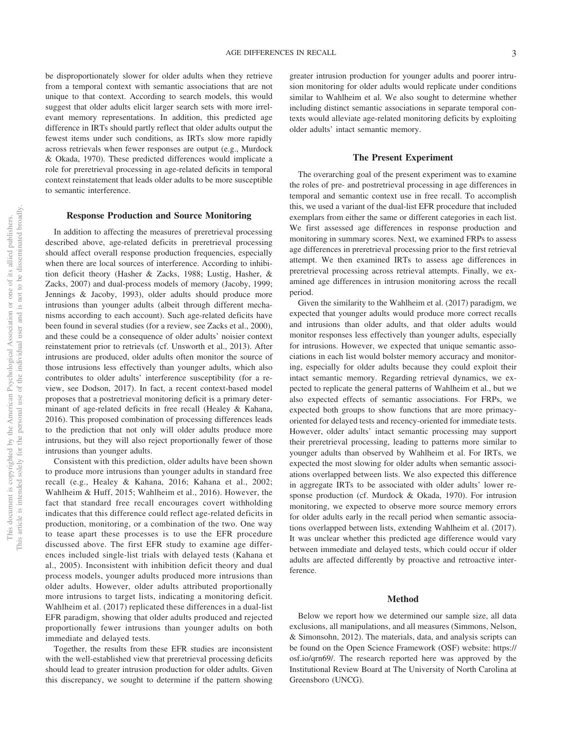be disproportionately slower for older adults when they retrieve from a temporal context with semantic associations that are not unique to that context. According to search models, this would suggest that older adults elicit larger search sets with more irrelevant memory representations. In addition, this predicted age difference in IRTs should partly reflect that older adults output the fewest items under such conditions, as IRTs slow more rapidly across retrievals when fewer responses are output (e.g., Murdock & Okada, 1970). These predicted differences would implicate a role for preretrieval processing in age-related deficits in temporal context reinstatement that leads older adults to be more susceptible to semantic interference.

### Response Production and Source Monitoring

In addition to affecting the measures of preretrieval processing described above, age-related deficits in preretrieval processing should affect overall response production frequencies, especially when there are local sources of interference. According to inhibition deficit theory (Hasher & Zacks, 1988; Lustig, Hasher, & Zacks, 2007) and dual-process models of memory (Jacoby, 1999; Jennings & Jacoby, 1993), older adults should produce more intrusions than younger adults (albeit through different mechanisms according to each account). Such age-related deficits have been found in several studies (for a review, see Zacks et al., 2000), and these could be a consequence of older adults' noisier context reinstatement prior to retrievals (cf. Unsworth et al., 2013). After intrusions are produced, older adults often monitor the source of those intrusions less effectively than younger adults, which also contributes to older adults' interference susceptibility (for a review, see Dodson, 2017). In fact, a recent context-based model proposes that a postretrieval monitoring deficit is a primary determinant of age-related deficits in free recall (Healey & Kahana, 2016). This proposed combination of processing differences leads to the prediction that not only will older adults produce more intrusions, but they will also reject proportionally fewer of those intrusions than younger adults.

Consistent with this prediction, older adults have been shown to produce more intrusions than younger adults in standard free recall (e.g., Healey & Kahana, 2016; Kahana et al., 2002; Wahlheim & Huff, 2015; Wahlheim et al., 2016). However, the fact that standard free recall encourages covert withholding indicates that this difference could reflect age-related deficits in production, monitoring, or a combination of the two. One way to tease apart these processes is to use the EFR procedure discussed above. The first EFR study to examine age differences included single-list trials with delayed tests (Kahana et al., 2005). Inconsistent with inhibition deficit theory and dual process models, younger adults produced more intrusions than older adults. However, older adults attributed proportionally more intrusions to target lists, indicating a monitoring deficit. Wahlheim et al. (2017) replicated these differences in a dual-list EFR paradigm, showing that older adults produced and rejected proportionally fewer intrusions than younger adults on both immediate and delayed tests.

Together, the results from these EFR studies are inconsistent with the well-established view that preretrieval processing deficits should lead to greater intrusion production for older adults. Given this discrepancy, we sought to determine if the pattern showing greater intrusion production for younger adults and poorer intrusion monitoring for older adults would replicate under conditions similar to Wahlheim et al. We also sought to determine whether including distinct semantic associations in separate temporal contexts would alleviate age-related monitoring deficits by exploiting older adults' intact semantic memory.

## The Present Experiment

The overarching goal of the present experiment was to examine the roles of pre- and postretrieval processing in age differences in temporal and semantic context use in free recall. To accomplish this, we used a variant of the dual-list EFR procedure that included exemplars from either the same or different categories in each list. We first assessed age differences in response production and monitoring in summary scores. Next, we examined FRPs to assess age differences in preretrieval processing prior to the first retrieval attempt. We then examined IRTs to assess age differences in preretrieval processing across retrieval attempts. Finally, we examined age differences in intrusion monitoring across the recall period.

Given the similarity to the Wahlheim et al. (2017) paradigm, we expected that younger adults would produce more correct recalls and intrusions than older adults, and that older adults would monitor responses less effectively than younger adults, especially for intrusions. However, we expected that unique semantic associations in each list would bolster memory accuracy and monitoring, especially for older adults because they could exploit their intact semantic memory. Regarding retrieval dynamics, we expected to replicate the general patterns of Wahlheim et al., but we also expected effects of semantic associations. For FRPs, we expected both groups to show functions that are more primacy-oriented for delayed tests and recency-oriented for immediate tests. However, older adults' intact semantic processing may support their preretrieval processing, leading to patterns more similar to younger adults than observed by Wahlheim et al. For IRTs, we expected the most slowing for older adults when semantic associations overlapped between lists. We also expected this difference in aggregate IRTs to be associated with older adults' lower response production (cf. Murdock & Okada, 1970). For intrusion monitoring, we expected to observe more source memory errors for older adults early in the recall period when semantic associations overlapped between lists, extending Wahlheim et al. (2017). It was unclear whether this predicted age difference would vary between immediate and delayed tests, which could occur if older adults are affected differently by proactive and retroactive interference.

## Method

Below we report how we determined our sample size, all data exclusions, all manipulations, and all measures (Simmons, Nelson, & Simonsohn, 2012). The materials, data, and analysis scripts can be found on the Open Science Framework (OSF) website: https://osf.io/qrn69/. The research reported here was approved by the Institutional Review Board at The University of North Carolina at Greensboro (UNCG).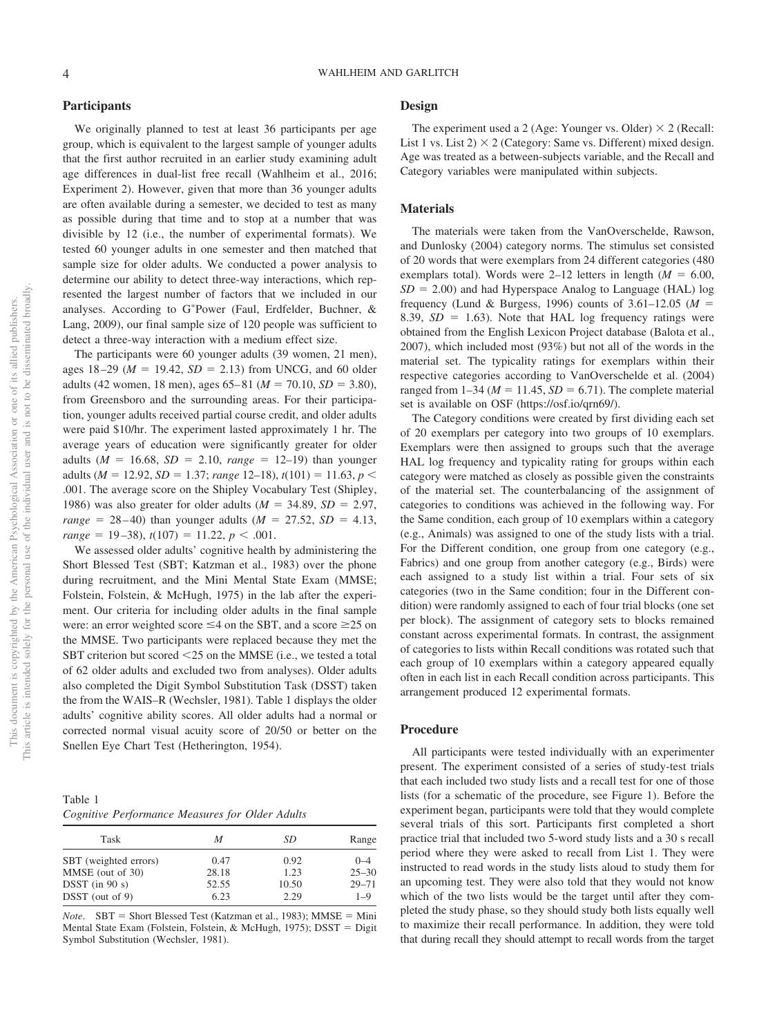## Participants

We originally planned to test at least 36 participants per age group, which is equivalent to the largest sample of younger adults that the first author recruited in an earlier study examining adult age differences in dual-list free recall (Wahlheim et al., 2016; Experiment 2). However, given that more than 36 younger adults are often available during a semester, we decided to test as many as possible during that time and to stop at a number that was divisible by 12 (i.e., the number of experimental formats). We tested 60 younger adults in one semester and then matched that sample size for older adults. We conducted a power analysis to determine our ability to detect three-way interactions, which represented the largest number of factors that we included in our analyses. According to G*Power (Faul, Erdfelder, Buchner, & Lang, 2009), our final sample size of 120 people was sufficient to detect a three-way interaction with a medium effect size.

The participants were 60 younger adults (39 women, 21 men), ages 18–29 ($M$ = 19.42, $SD$ = 2.13) from UNCG, and 60 older adults (42 women, 18 men), ages 65–81 ($M$ = 70.10, $SD$ = 3.80), from Greensboro and the surrounding areas. For their participation, younger adults received partial course credit, and older adults were paid $10/hr. The experiment lasted approximately 1 hr. The average years of education were significantly greater for older adults ($M$ = 16.68, $SD$ = 2.10, *range* = 12–19) than younger adults ($M$ = 12.92, $SD$ = 1.37; *range* 12–18), $t(101) = 11.63$, $p < .001$. The average score on the Shipley Vocabulary Test (Shipley, 1986) was also greater for older adults ($M$ = 34.89, $SD$ = 2.97, *range* = 28–40) than younger adults ($M$ = 27.52, $SD$ = 4.13, *range* = 19–38), $t(107) = 11.22$, $p < .001$.

We assessed older adults' cognitive health by administering the Short Blessed Test (SBT; Katzman et al., 1983) over the phone during recruitment, and the Mini Mental State Exam (MMSE; Folstein, Folstein, & McHugh, 1975) in the lab after the experiment. Our criteria for including older adults in the final sample were: an error weighted score ≤4 on the SBT, and a score ≥25 on the MMSE. Two participants were replaced because they met the SBT criterion but scored <25 on the MMSE (i.e., we tested a total of 62 older adults and excluded two from analyses). Older adults also completed the Digit Symbol Substitution Task (DSST) taken the from the WAIS–R (Wechsler, 1981). Table 1 displays the older adults' cognitive ability scores. All older adults had a normal or corrected normal visual acuity score of 20/50 or better on the Snellen Eye Chart Test (Hetherington, 1954).

Table 1
*Cognitive Performance Measures for Older Adults*

| Task | $M$ | $SD$ | Range |
|---|---|---|---|
| SBT (weighted errors) | 0.47 | 0.92 | 0–4 |
| MMSE (out of 30) | 28.18 | 1.23 | 25–30 |
| DSST (in 90 s) | 52.55 | 10.50 | 29–71 |
| DSST (out of 9) | 6.23 | 2.29 | 1–9 |

*Note*. SBT = Short Blessed Test (Katzman et al., 1983); MMSE = Mini Mental State Exam (Folstein, Folstein, & McHugh, 1975); DSST = Digit Symbol Substitution (Wechsler, 1981).

## Design

The experiment used a 2 (Age: Younger vs. Older) × 2 (Recall: List 1 vs. List 2) × 2 (Category: Same vs. Different) mixed design. Age was treated as a between-subjects variable, and the Recall and Category variables were manipulated within subjects.

## Materials

The materials were taken from the VanOverschelde, Rawson, and Dunlosky (2004) category norms. The stimulus set consisted of 20 words that were exemplars from 24 different categories (480 exemplars total). Words were 2–12 letters in length ($M$ = 6.00, $SD$ = 2.00) and had Hyperspace Analog to Language (HAL) log frequency (Lund & Burgess, 1996) counts of 3.61–12.05 ($M$ = 8.39, $SD$ = 1.63). Note that HAL log frequency ratings were obtained from the English Lexicon Project database (Balota et al., 2007), which included most (93%) but not all of the words in the material set. The typicality ratings for exemplars within their respective categories according to VanOverschelde et al. (2004) ranged from 1–34 ($M$ = 11.45, $SD$ = 6.71). The complete material set is available on OSF (https://osf.io/qrn69/).

The Category conditions were created by first dividing each set of 20 exemplars per category into two groups of 10 exemplars. Exemplars were then assigned to groups such that the average HAL log frequency and typicality rating for groups within each category were matched as closely as possible given the constraints of the material set. The counterbalancing of the assignment of categories to conditions was achieved in the following way. For the Same condition, each group of 10 exemplars within a category (e.g., Animals) was assigned to one of the study lists with a trial. For the Different condition, one group from one category (e.g., Fabrics) and one group from another category (e.g., Birds) were each assigned to a study list within a trial. Four sets of six categories (two in the Same condition; four in the Different condition) were randomly assigned to each of four trial blocks (one set per block). The assignment of category sets to blocks remained constant across experimental formats. In contrast, the assignment of categories to lists within Recall conditions was rotated such that each group of 10 exemplars within a category appeared equally often in each list in each Recall condition across participants. This arrangement produced 12 experimental formats.

## Procedure

All participants were tested individually with an experimenter present. The experiment consisted of a series of study-test trials that each included two study lists and a recall test for one of those lists (for a schematic of the procedure, see Figure 1). Before the experiment began, participants were told that they would complete several trials of this sort. Participants first completed a short practice trial that included two 5-word study lists and a 30 s recall period where they were asked to recall from List 1. They were instructed to read words in the study lists aloud to study them for an upcoming test. They were also told that they would not know which of the two lists would be the target until after they completed the study phase, so they should study both lists equally well to maximize their recall performance. In addition, they were told that during recall they should attempt to recall words from the target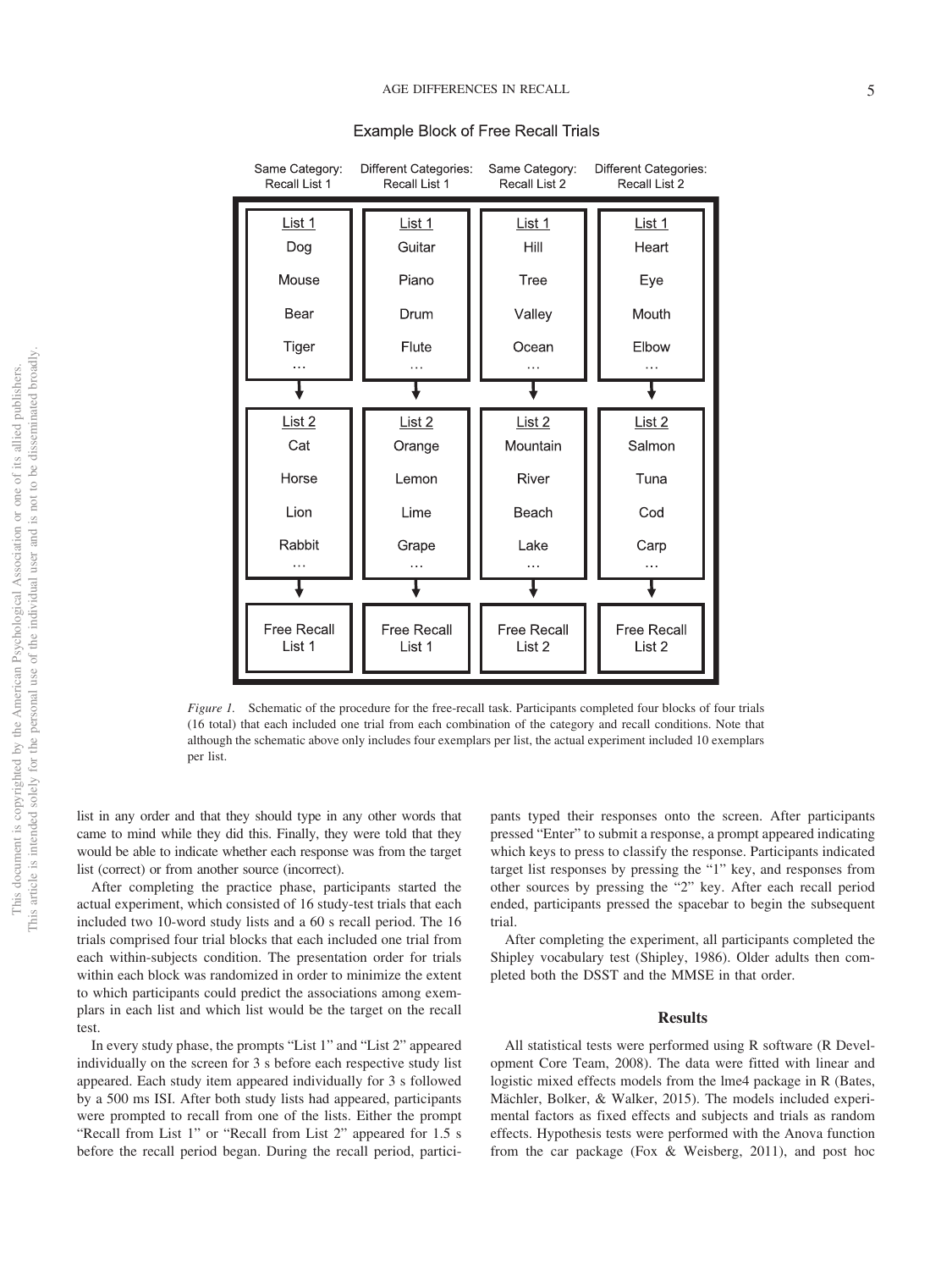**Example Block of Free Recall Trials**

| Same Category: Recall List 1 | Different Categories: Recall List 1 | Same Category: Recall List 2 | Different Categories: Recall List 2 |
|---|---|---|---|
| List 1 | List 1 | List 1 | List 1 |
| Dog | Guitar | Hill | Heart |
| Mouse | Piano | Tree | Eye |
| Bear | Drum | Valley | Mouth |
| Tiger | Flute | Ocean | Elbow |
| … | … | … | … |
| ↓ | ↓ | ↓ | ↓ |
| List 2 | List 2 | List 2 | List 2 |
| Cat | Orange | Mountain | Salmon |
| Horse | Lemon | River | Tuna |
| Lion | Lime | Beach | Cod |
| Rabbit | Grape | Lake | Carp |
| … | … | … | … |
| ↓ | ↓ | ↓ | ↓ |
| Free Recall List 1 | Free Recall List 1 | Free Recall List 2 | Free Recall List 2 |

*Figure 1.* Schematic of the procedure for the free-recall task. Participants completed four blocks of four trials (16 total) that each included one trial from each combination of the category and recall conditions. Note that although the schematic above only includes four exemplars per list, the actual experiment included 10 exemplars per list.

list in any order and that they should type in any other words that came to mind while they did this. Finally, they were told that they would be able to indicate whether each response was from the target list (correct) or from another source (incorrect).

After completing the practice phase, participants started the actual experiment, which consisted of 16 study-test trials that each included two 10-word study lists and a 60 s recall period. The 16 trials comprised four trial blocks that each included one trial from each within-subjects condition. The presentation order for trials within each block was randomized in order to minimize the extent to which participants could predict the associations among exemplars in each list and which list would be the target on the recall test.

In every study phase, the prompts "List 1" and "List 2" appeared individually on the screen for 3 s before each respective study list appeared. Each study item appeared individually for 3 s followed by a 500 ms ISI. After both study lists had appeared, participants were prompted to recall from one of the lists. Either the prompt "Recall from List 1" or "Recall from List 2" appeared for 1.5 s before the recall period began. During the recall period, participants typed their responses onto the screen. After participants pressed "Enter" to submit a response, a prompt appeared indicating which keys to press to classify the response. Participants indicated target list responses by pressing the "1" key, and responses from other sources by pressing the "2" key. After each recall period ended, participants pressed the spacebar to begin the subsequent trial.

After completing the experiment, all participants completed the Shipley vocabulary test (Shipley, 1986). Older adults then completed both the DSST and the MMSE in that order.

## Results

All statistical tests were performed using R software (R Development Core Team, 2008). The data were fitted with linear and logistic mixed effects models from the lme4 package in R (Bates, Mächler, Bolker, & Walker, 2015). The models included experimental factors as fixed effects and subjects and trials as random effects. Hypothesis tests were performed with the Anova function from the car package (Fox & Weisberg, 2011), and post hoc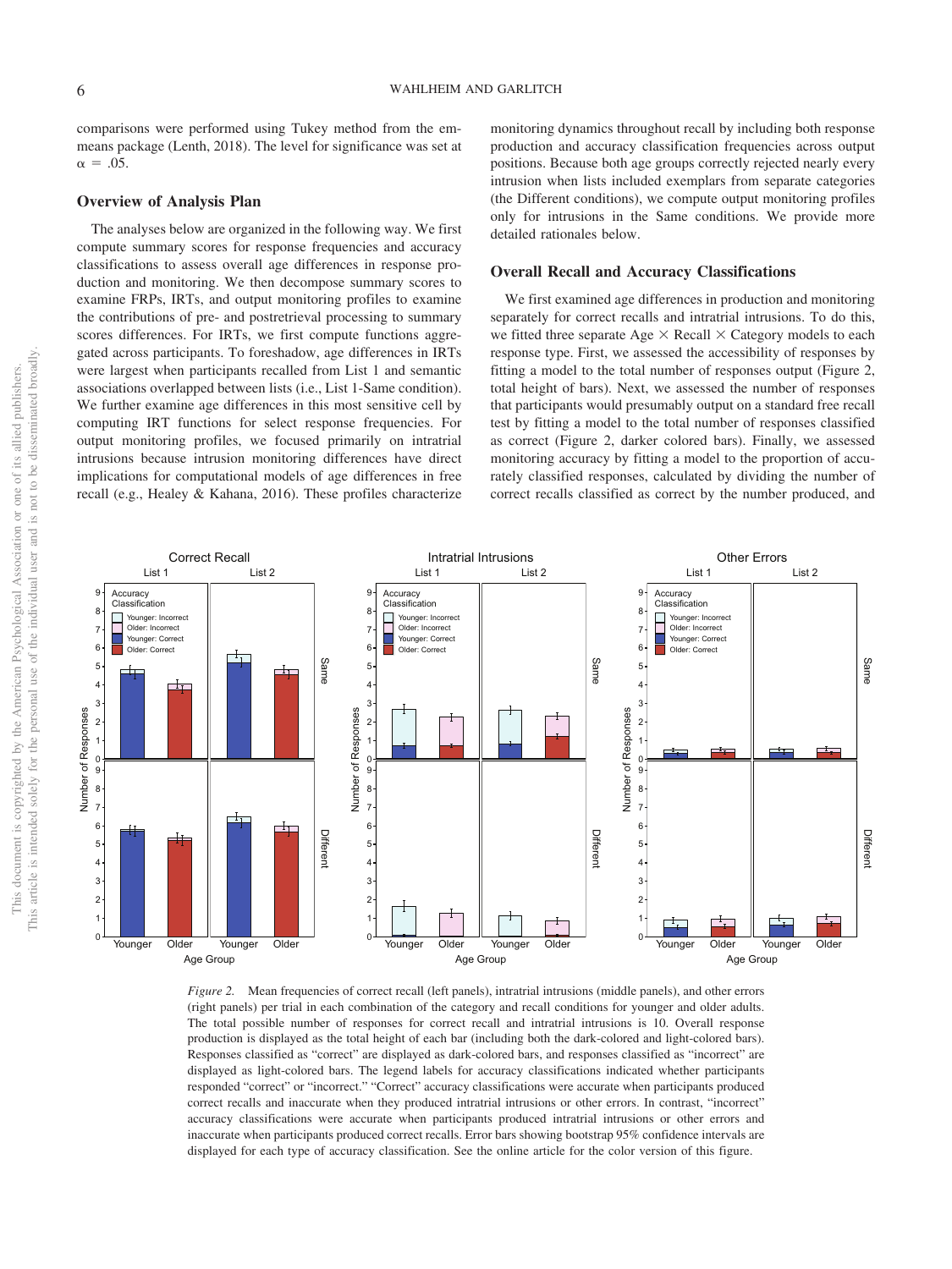comparisons were performed using Tukey method from the emmeans package (Lenth, 2018). The level for significance was set at $\alpha = .05$.

## Overview of Analysis Plan

The analyses below are organized in the following way. We first compute summary scores for response frequencies and accuracy classifications to assess overall age differences in response production and monitoring. We then decompose summary scores to examine FRPs, IRTs, and output monitoring profiles to examine the contributions of pre- and postretrieval processing to summary scores differences. For IRTs, we first compute functions aggregated across participants. To foreshadow, age differences in IRTs were largest when participants recalled from List 1 and semantic associations overlapped between lists (i.e., List 1-Same condition). We further examine age differences in this most sensitive cell by computing IRT functions for select response frequencies. For output monitoring profiles, we focused primarily on intratrial intrusions because intrusion monitoring differences have direct implications for computational models of age differences in free recall (e.g., Healey & Kahana, 2016). These profiles characterize monitoring dynamics throughout recall by including both response production and accuracy classification frequencies across output positions. Because both age groups correctly rejected nearly every intrusion when lists included exemplars from separate categories (the Different conditions), we compute output monitoring profiles only for intrusions in the Same conditions. We provide more detailed rationales below.

## Overall Recall and Accuracy Classifications

We first examined age differences in production and monitoring separately for correct recalls and intratrial intrusions. To do this, we fitted three separate Age × Recall × Category models to each response type. First, we assessed the accessibility of responses by fitting a model to the total number of responses output (Figure 2, total height of bars). Next, we assessed the number of responses that participants would presumably output on a standard free recall test by fitting a model to the total number of responses classified as correct (Figure 2, darker colored bars). Finally, we assessed monitoring accuracy by fitting a model to the proportion of accurately classified responses, calculated by dividing the number of correct recalls classified as correct by the number produced, and

*Figure 2.* Mean frequencies of correct recall (left panels), intratrial intrusions (middle panels), and other errors (right panels) per trial in each combination of the category and recall conditions for younger and older adults. The total possible number of responses for correct recall and intratrial intrusions is 10. Overall response production is displayed as the total height of each bar (including both the dark-colored and light-colored bars). Responses classified as "correct" are displayed as dark-colored bars, and responses classified as "incorrect" are displayed as light-colored bars. The legend labels for accuracy classifications indicated whether participants responded "correct" or "incorrect." "Correct" accuracy classifications were accurate when participants produced correct recalls and inaccurate when they produced intratrial intrusions or other errors. In contrast, "incorrect" accuracy classifications were accurate when participants produced intratrial intrusions or other errors and inaccurate when participants produced correct recalls. Error bars showing bootstrap 95% confidence intervals are displayed for each type of accuracy classification. See the online article for the color version of this figure.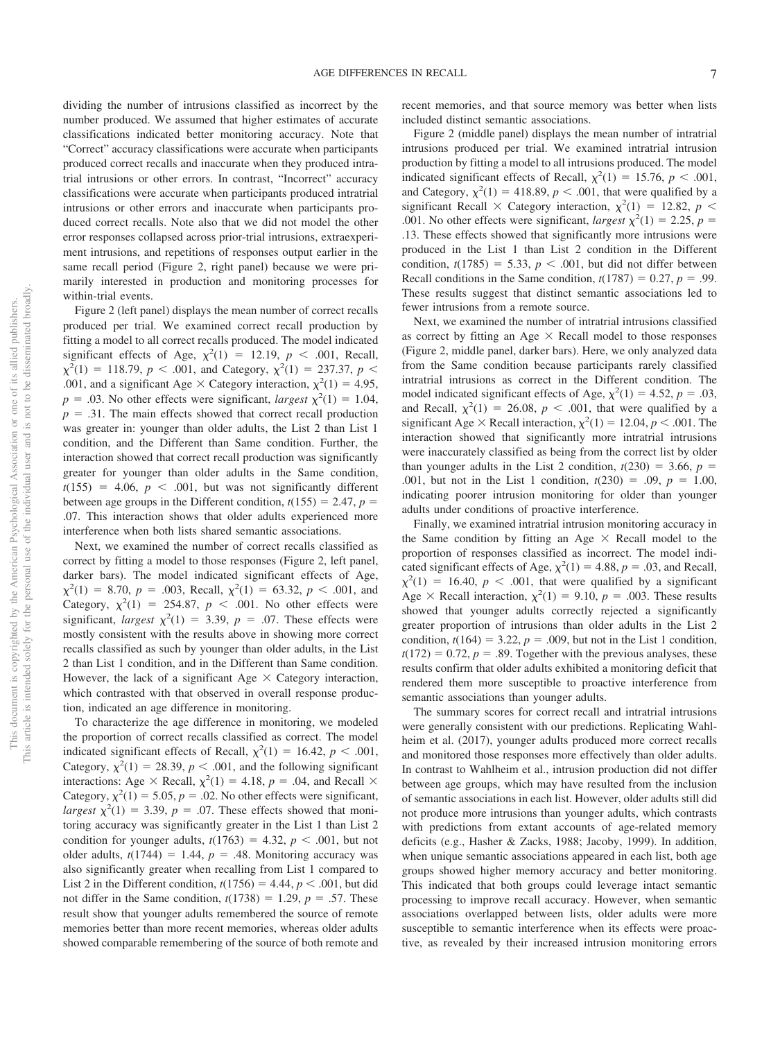dividing the number of intrusions classified as incorrect by the number produced. We assumed that higher estimates of accurate classifications indicated better monitoring accuracy. Note that "Correct" accuracy classifications were accurate when participants produced correct recalls and inaccurate when they produced intratrial intrusions or other errors. In contrast, "Incorrect" accuracy classifications were accurate when participants produced intratrial intrusions or other errors and inaccurate when participants produced correct recalls. Note also that we did not model the other error responses collapsed across prior-trial intrusions, extraexperiment intrusions, and repetitions of responses output earlier in the same recall period (Figure 2, right panel) because we were primarily interested in production and monitoring processes for within-trial events.

Figure 2 (left panel) displays the mean number of correct recalls produced per trial. We examined correct recall production by fitting a model to all correct recalls produced. The model indicated significant effects of Age, $\chi^2(1) = 12.19$, $p < .001$, Recall, $\chi^2(1) = 118.79$, $p < .001$, and Category, $\chi^2(1) = 237.37$, $p < .001$, and a significant Age × Category interaction, $\chi^2(1) = 4.95$, $p = .03$. No other effects were significant, *largest* $\chi^2(1) = 1.04$, $p = .31$. The main effects showed that correct recall production was greater in: younger than older adults, the List 2 than List 1 condition, and the Different than Same condition. Further, the interaction showed that correct recall production was significantly greater for younger than older adults in the Same condition, $t(155) = 4.06$, $p < .001$, but was not significantly different between age groups in the Different condition, $t(155) = 2.47$, $p = .07$. This interaction shows that older adults experienced more interference when both lists shared semantic associations.

Next, we examined the number of correct recalls classified as correct by fitting a model to those responses (Figure 2, left panel, darker bars). The model indicated significant effects of Age, $\chi^2(1) = 8.70$, $p = .003$, Recall, $\chi^2(1) = 63.32$, $p < .001$, and Category, $\chi^2(1) = 254.87$, $p < .001$. No other effects were significant, *largest* $\chi^2(1) = 3.39$, $p = .07$. These effects were mostly consistent with the results above in showing more correct recalls classified as such by younger than older adults, in the List 2 than List 1 condition, and in the Different than Same condition. However, the lack of a significant Age × Category interaction, which contrasted with that observed in overall response production, indicated an age difference in monitoring.

To characterize the age difference in monitoring, we modeled the proportion of correct recalls classified as correct. The model indicated significant effects of Recall, $\chi^2(1) = 16.42$, $p < .001$, Category, $\chi^2(1) = 28.39$, $p < .001$, and the following significant interactions: Age × Recall, $\chi^2(1) = 4.18$, $p = .04$, and Recall × Category, $\chi^2(1) = 5.05$, $p = .02$. No other effects were significant, *largest* $\chi^2(1) = 3.39$, $p = .07$. These effects showed that monitoring accuracy was significantly greater in the List 1 than List 2 condition for younger adults, $t(1763) = 4.32$, $p < .001$, but not older adults, $t(1744) = 1.44$, $p = .48$. Monitoring accuracy was also significantly greater when recalling from List 1 compared to List 2 in the Different condition, $t(1756) = 4.44$, $p < .001$, but did not differ in the Same condition, $t(1738) = 1.29$, $p = .57$. These result show that younger adults remembered the source of remote memories better than more recent memories, whereas older adults showed comparable remembering of the source of both remote and recent memories, and that source memory was better when lists included distinct semantic associations.

Figure 2 (middle panel) displays the mean number of intratrial intrusions produced per trial. We examined intratrial intrusion production by fitting a model to all intrusions produced. The model indicated significant effects of Recall, $\chi^2(1) = 15.76$, $p < .001$, and Category, $\chi^2(1) = 418.89$, $p < .001$, that were qualified by a significant Recall × Category interaction, $\chi^2(1) = 12.82$, $p < .001$. No other effects were significant, *largest* $\chi^2(1) = 2.25$, $p = .13$. These effects showed that significantly more intrusions were produced in the List 1 than List 2 condition in the Different condition, $t(1785) = 5.33$, $p < .001$, but did not differ between Recall conditions in the Same condition, $t(1787) = 0.27$, $p = .99$. These results suggest that distinct semantic associations led to fewer intrusions from a remote source.

Next, we examined the number of intratrial intrusions classified as correct by fitting an Age × Recall model to those responses (Figure 2, middle panel, darker bars). Here, we only analyzed data from the Same condition because participants rarely classified intratrial intrusions as correct in the Different condition. The model indicated significant effects of Age, $\chi^2(1) = 4.52$, $p = .03$, and Recall, $\chi^2(1) = 26.08$, $p < .001$, that were qualified by a significant Age × Recall interaction, $\chi^2(1) = 12.04$, $p < .001$. The interaction showed that significantly more intratrial intrusions were inaccurately classified as being from the correct list by older than younger adults in the List 2 condition, $t(230) = 3.66$, $p = .001$, but not in the List 1 condition, $t(230) = .09$, $p = 1.00$, indicating poorer intrusion monitoring for older than younger adults under conditions of proactive interference.

Finally, we examined intratrial intrusion monitoring accuracy in the Same condition by fitting an Age × Recall model to the proportion of responses classified as incorrect. The model indicated significant effects of Age, $\chi^2(1) = 4.88$, $p = .03$, and Recall, $\chi^2(1) = 16.40$, $p < .001$, that were qualified by a significant Age × Recall interaction, $\chi^2(1) = 9.10$, $p = .003$. These results showed that younger adults correctly rejected a significantly greater proportion of intrusions than older adults in the List 2 condition, $t(164) = 3.22$, $p = .009$, but not in the List 1 condition, $t(172) = 0.72$, $p = .89$. Together with the previous analyses, these results confirm that older adults exhibited a monitoring deficit that rendered them more susceptible to proactive interference from semantic associations than younger adults.

The summary scores for correct recall and intratrial intrusions were generally consistent with our predictions. Replicating Wahlheim et al. (2017), younger adults produced more correct recalls and monitored those responses more effectively than older adults. In contrast to Wahlheim et al., intrusion production did not differ between age groups, which may have resulted from the inclusion of semantic associations in each list. However, older adults still did not produce more intrusions than younger adults, which contrasts with predictions from extant accounts of age-related memory deficits (e.g., Hasher & Zacks, 1988; Jacoby, 1999). In addition, when unique semantic associations appeared in each list, both age groups showed higher memory accuracy and better monitoring. This indicated that both groups could leverage intact semantic processing to improve recall accuracy. However, when semantic associations overlapped between lists, older adults were more susceptible to semantic interference when its effects were proactive, as revealed by their increased intrusion monitoring errors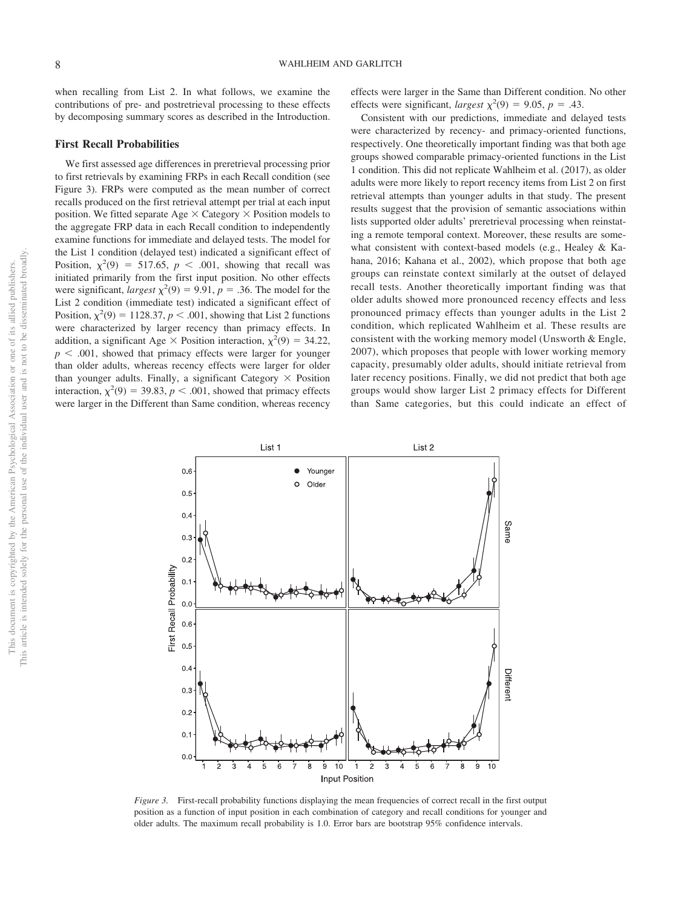when recalling from List 2. In what follows, we examine the contributions of pre- and postretrieval processing to these effects by decomposing summary scores as described in the Introduction.

## First Recall Probabilities

We first assessed age differences in preretrieval processing prior to first retrievals by examining FRPs in each Recall condition (see Figure 3). FRPs were computed as the mean number of correct recalls produced on the first retrieval attempt per trial at each input position. We fitted separate Age × Category × Position models to the aggregate FRP data in each Recall condition to independently examine functions for immediate and delayed tests. The model for the List 1 condition (delayed test) indicated a significant effect of Position, $\chi^2(9) = 517.65$, $p < .001$, showing that recall was initiated primarily from the first input position. No other effects were significant, *largest* $\chi^2(9) = 9.91$, $p = .36$. The model for the List 2 condition (immediate test) indicated a significant effect of Position, $\chi^2(9) = 1128.37$, $p < .001$, showing that List 2 functions were characterized by larger recency than primacy effects. In addition, a significant Age × Position interaction, $\chi^2(9) = 34.22$, $p < .001$, showed that primacy effects were larger for younger than older adults, whereas recency effects were larger for older than younger adults. Finally, a significant Category × Position interaction, $\chi^2(9) = 39.83$, $p < .001$, showed that primacy effects were larger in the Different than Same condition, whereas recency effects were larger in the Same than Different condition. No other effects were significant, *largest* $\chi^2(9) = 9.05$, $p = .43$.

Consistent with our predictions, immediate and delayed tests were characterized by recency- and primacy-oriented functions, respectively. One theoretically important finding was that both age groups showed comparable primacy-oriented functions in the List 1 condition. This did not replicate Wahlheim et al. (2017), as older adults were more likely to report recency items from List 2 on first retrieval attempts than younger adults in that study. The present results suggest that the provision of semantic associations within lists supported older adults' preretrieval processing when reinstating a remote temporal context. Moreover, these results are somewhat consistent with context-based models (e.g., Healey & Kahana, 2016; Kahana et al., 2002), which propose that both age groups can reinstate context similarly at the outset of delayed recall tests. Another theoretically important finding was that older adults showed more pronounced recency effects and less pronounced primacy effects than younger adults in the List 2 condition, which replicated Wahlheim et al. These results are consistent with the working memory model (Unsworth & Engle, 2007), which proposes that people with lower working memory capacity, presumably older adults, should initiate retrieval from later recency positions. Finally, we did not predict that both age groups would show larger List 2 primacy effects for Different than Same categories, but this could indicate an effect of

*Figure 3.* First-recall probability functions displaying the mean frequencies of correct recall in the first output position as a function of input position in each combination of category and recall conditions for younger and older adults. The maximum recall probability is 1.0. Error bars are bootstrap 95% confidence intervals.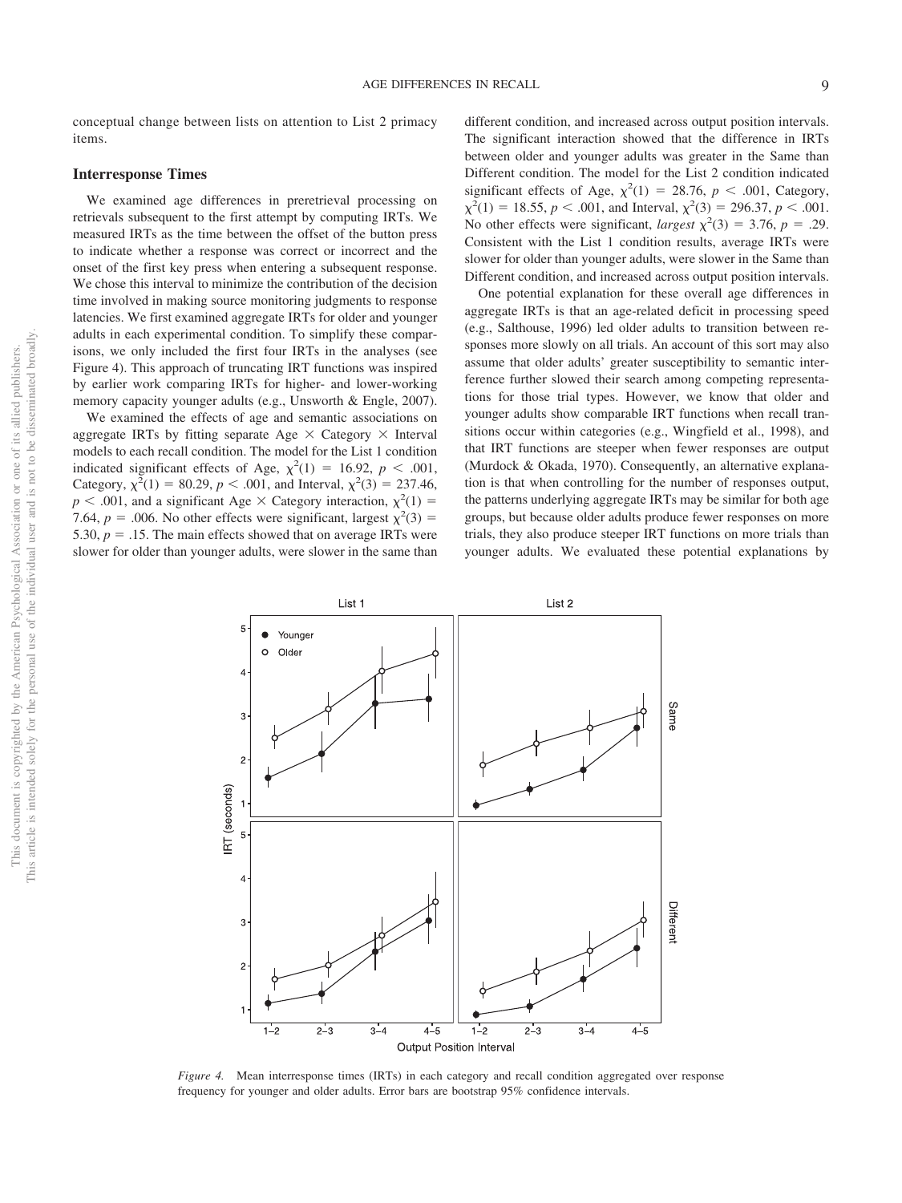conceptual change between lists on attention to List 2 primacy items.

## Interresponse Times

We examined age differences in preretrieval processing on retrievals subsequent to the first attempt by computing IRTs. We measured IRTs as the time between the offset of the button press to indicate whether a response was correct or incorrect and the onset of the first key press when entering a subsequent response. We chose this interval to minimize the contribution of the decision time involved in making source monitoring judgments to response latencies. We first examined aggregate IRTs for older and younger adults in each experimental condition. To simplify these comparisons, we only included the first four IRTs in the analyses (see Figure 4). This approach of truncating IRT functions was inspired by earlier work comparing IRTs for higher- and lower-working memory capacity younger adults (e.g., Unsworth & Engle, 2007).

We examined the effects of age and semantic associations on aggregate IRTs by fitting separate Age × Category × Interval models to each recall condition. The model for the List 1 condition indicated significant effects of Age, $\chi^2(1) = 16.92$, $p < .001$, Category, $\chi^2(1) = 80.29$, $p < .001$, and Interval, $\chi^2(3) = 237.46$, $p < .001$, and a significant Age × Category interaction, $\chi^2(1) = 7.64$, $p = .006$. No other effects were significant, largest $\chi^2(3) = 5.30$, $p = .15$. The main effects showed that on average IRTs were slower for older than younger adults, were slower in the same than different condition, and increased across output position intervals. The significant interaction showed that the difference in IRTs between older and younger adults was greater in the Same than Different condition. The model for the List 2 condition indicated significant effects of Age, $\chi^2(1) = 28.76$, $p < .001$, Category, $\chi^2(1) = 18.55$, $p < .001$, and Interval, $\chi^2(3) = 296.37$, $p < .001$. No other effects were significant, *largest* $\chi^2(3) = 3.76$, $p = .29$. Consistent with the List 1 condition results, average IRTs were slower for older than younger adults, were slower in the Same than Different condition, and increased across output position intervals.

One potential explanation for these overall age differences in aggregate IRTs is that an age-related deficit in processing speed (e.g., Salthouse, 1996) led older adults to transition between responses more slowly on all trials. An account of this sort may also assume that older adults' greater susceptibility to semantic interference further slowed their search among competing representations for those trial types. However, we know that older and younger adults show comparable IRT functions when recall transitions occur within categories (e.g., Wingfield et al., 1998), and that IRT functions are steeper when fewer responses are output (Murdock & Okada, 1970). Consequently, an alternative explanation is that when controlling for the number of responses output, the patterns underlying aggregate IRTs may be similar for both age groups, but because older adults produce fewer responses on more trials, they also produce steeper IRT functions on more trials than younger adults. We evaluated these potential explanations by

*Figure 4.* Mean interresponse times (IRTs) in each category and recall condition aggregated over response frequency for younger and older adults. Error bars are bootstrap 95% confidence intervals.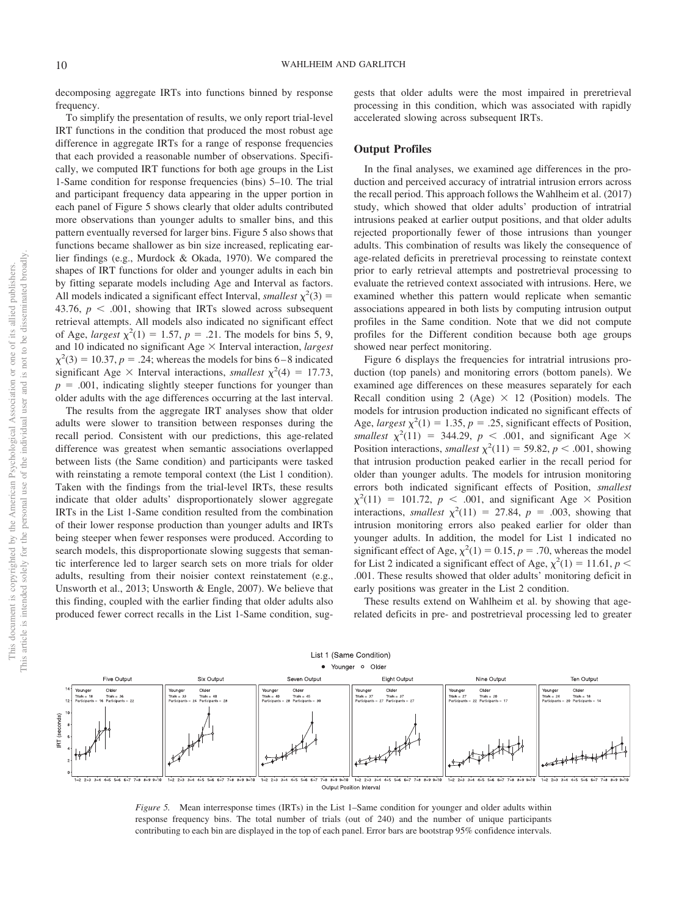decomposing aggregate IRTs into functions binned by response frequency.

To simplify the presentation of results, we only report trial-level IRT functions in the condition that produced the most robust age difference in aggregate IRTs for a range of response frequencies that each provided a reasonable number of observations. Specifically, we computed IRT functions for both age groups in the List 1-Same condition for response frequencies (bins) 5–10. The trial and participant frequency data appearing in the upper portion in each panel of Figure 5 shows clearly that older adults contributed more observations than younger adults to smaller bins, and this pattern eventually reversed for larger bins. Figure 5 also shows that functions became shallower as bin size increased, replicating earlier findings (e.g., Murdock & Okada, 1970). We compared the shapes of IRT functions for older and younger adults in each bin by fitting separate models including Age and Interval as factors. All models indicated a significant effect Interval, *smallest* $\chi^2(3) = 43.76$, $p < .001$, showing that IRTs slowed across subsequent retrieval attempts. All models also indicated no significant effect of Age, *largest* $\chi^2(1) = 1.57$, $p = .21$. The models for bins 5, 9, and 10 indicated no significant Age × Interval interaction, *largest* $\chi^2(3) = 10.37$, $p = .24$; whereas the models for bins 6–8 indicated significant Age × Interval interactions, *smallest* $\chi^2(4) = 17.73$, $p = .001$, indicating slightly steeper functions for younger than older adults with the age differences occurring at the last interval.

The results from the aggregate IRT analyses show that older adults were slower to transition between responses during the recall period. Consistent with our predictions, this age-related difference was greatest when semantic associations overlapped between lists (the Same condition) and participants were tasked with reinstating a remote temporal context (the List 1 condition). Taken with the findings from the trial-level IRTs, these results indicate that older adults' disproportionately slower aggregate IRTs in the List 1-Same condition resulted from the combination of their lower response production than younger adults and IRTs being steeper when fewer responses were produced. According to search models, this disproportionate slowing suggests that semantic interference led to larger search sets on more trials for older adults, resulting from their noisier context reinstatement (e.g., Unsworth et al., 2013; Unsworth & Engle, 2007). We believe that this finding, coupled with the earlier finding that older adults also produced fewer correct recalls in the List 1-Same condition, suggests that older adults were the most impaired in preretrieval processing in this condition, which was associated with rapidly accelerated slowing across subsequent IRTs.

## Output Profiles

In the final analyses, we examined age differences in the production and perceived accuracy of intratrial intrusion errors across the recall period. This approach follows the Wahlheim et al. (2017) study, which showed that older adults' production of intratrial intrusions peaked at earlier output positions, and that older adults rejected proportionally fewer of those intrusions than younger adults. This combination of results was likely the consequence of age-related deficits in preretrieval processing to reinstate context prior to early retrieval attempts and postretrieval processing to evaluate the retrieved context associated with intrusions. Here, we examined whether this pattern would replicate when semantic associations appeared in both lists by computing intrusion output profiles in the Same condition. Note that we did not compute profiles for the Different condition because both age groups showed near perfect monitoring.

Figure 6 displays the frequencies for intratrial intrusions production (top panels) and monitoring errors (bottom panels). We examined age differences on these measures separately for each Recall condition using 2 (Age) × 12 (Position) models. The models for intrusion production indicated no significant effects of Age, *largest* $\chi^2(1) = 1.35$, $p = .25$, significant effects of Position, *smallest* $\chi^2(11) = 344.29$, $p < .001$, and significant Age × Position interactions, *smallest* $\chi^2(11) = 59.82$, $p < .001$, showing that intrusion production peaked earlier in the recall period for older than younger adults. The models for intrusion monitoring errors both indicated significant effects of Position, *smallest* $\chi^2(11) = 101.72$, $p < .001$, and significant Age × Position interactions, *smallest* $\chi^2(11) = 27.84$, $p = .003$, showing that intrusion monitoring errors also peaked earlier for older than younger adults. In addition, the model for List 1 indicated no significant effect of Age, $\chi^2(1) = 0.15$, $p = .70$, whereas the model for List 2 indicated a significant effect of Age, $\chi^2(1) = 11.61$, $p < .001$. These results showed that older adults' monitoring deficit in early positions was greater in the List 2 condition.

These results extend on Wahlheim et al. by showing that age-related deficits in pre- and postretrieval processing led to greater

*Figure 5.* Mean interresponse times (IRTs) in the List 1–Same condition for younger and older adults within response frequency bins. The total number of trials (out of 240) and the number of unique participants contributing to each bin are displayed in the top of each panel. Error bars are bootstrap 95% confidence intervals.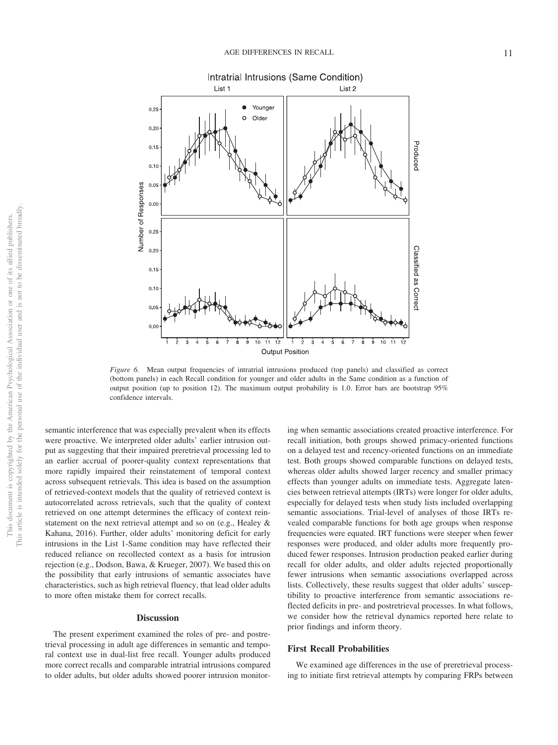*Figure 6.* Mean output frequencies of intratrial intrusions produced (top panels) and classified as correct (bottom panels) in each Recall condition for younger and older adults in the Same condition as a function of output position (up to position 12). The maximum output probability is 1.0. Error bars are bootstrap 95% confidence intervals.

semantic interference that was especially prevalent when its effects were proactive. We interpreted older adults' earlier intrusion output as suggesting that their impaired preretrieval processing led to an earlier accrual of poorer-quality context representations that more rapidly impaired their reinstatement of temporal context across subsequent retrievals. This idea is based on the assumption of retrieved-context models that the quality of retrieved context is autocorrelated across retrievals, such that the quality of context retrieved on one attempt determines the efficacy of context reinstatement on the next retrieval attempt and so on (e.g., Healey & Kahana, 2016). Further, older adults' monitoring deficit for early intrusions in the List 1-Same condition may have reflected their reduced reliance on recollected context as a basis for intrusion rejection (e.g., Dodson, Bawa, & Krueger, 2007). We based this on the possibility that early intrusions of semantic associates have characteristics, such as high retrieval fluency, that lead older adults to more often mistake them for correct recalls.

## Discussion

The present experiment examined the roles of pre- and postretrieval processing in adult age differences in semantic and temporal context use in dual-list free recall. Younger adults produced more correct recalls and comparable intratrial intrusions compared to older adults, but older adults showed poorer intrusion monitoring when semantic associations created proactive interference. For recall initiation, both groups showed primacy-oriented functions on a delayed test and recency-oriented functions on an immediate test. Both groups showed comparable functions on delayed tests, whereas older adults showed larger recency and smaller primacy effects than younger adults on immediate tests. Aggregate latencies between retrieval attempts (IRTs) were longer for older adults, especially for delayed tests when study lists included overlapping semantic associations. Trial-level of analyses of those IRTs revealed comparable functions for both age groups when response frequencies were equated. IRT functions were steeper when fewer responses were produced, and older adults more frequently produced fewer responses. Intrusion production peaked earlier during recall for older adults, and older adults rejected proportionally fewer intrusions when semantic associations overlapped across lists. Collectively, these results suggest that older adults' susceptibility to proactive interference from semantic associations reflected deficits in pre- and postretrieval processes. In what follows, we consider how the retrieval dynamics reported here relate to prior findings and inform theory.

### First Recall Probabilities

We examined age differences in the use of preretrieval processing to initiate first retrieval attempts by comparing FRPs between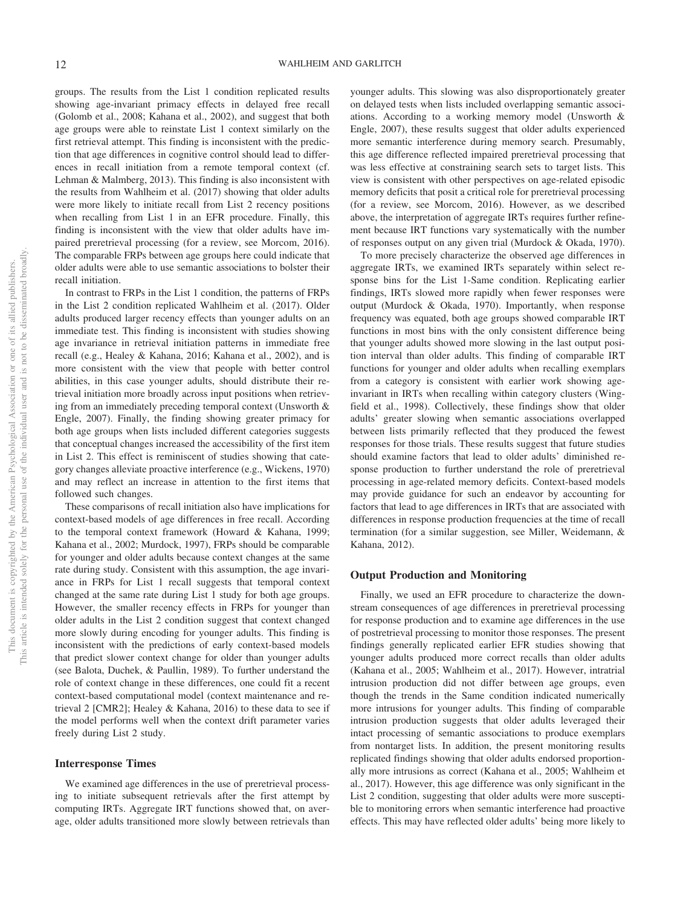groups. The results from the List 1 condition replicated results showing age-invariant primacy effects in delayed free recall (Golomb et al., 2008; Kahana et al., 2002), and suggest that both age groups were able to reinstate List 1 context similarly on the first retrieval attempt. This finding is inconsistent with the prediction that age differences in cognitive control should lead to differences in recall initiation from a remote temporal context (cf. Lehman & Malmberg, 2013). This finding is also inconsistent with the results from Wahlheim et al. (2017) showing that older adults were more likely to initiate recall from List 2 recency positions when recalling from List 1 in an EFR procedure. Finally, this finding is inconsistent with the view that older adults have impaired preretrieval processing (for a review, see Morcom, 2016). The comparable FRPs between age groups here could indicate that older adults were able to use semantic associations to bolster their recall initiation.

In contrast to FRPs in the List 1 condition, the patterns of FRPs in the List 2 condition replicated Wahlheim et al. (2017). Older adults produced larger recency effects than younger adults on an immediate test. This finding is inconsistent with studies showing age invariance in retrieval initiation patterns in immediate free recall (e.g., Healey & Kahana, 2016; Kahana et al., 2002), and is more consistent with the view that people with better control abilities, in this case younger adults, should distribute their retrieval initiation more broadly across input positions when retrieving from an immediately preceding temporal context (Unsworth & Engle, 2007). Finally, the finding showing greater primacy for both age groups when lists included different categories suggests that conceptual changes increased the accessibility of the first item in List 2. This effect is reminiscent of studies showing that category changes alleviate proactive interference (e.g., Wickens, 1970) and may reflect an increase in attention to the first items that followed such changes.

These comparisons of recall initiation also have implications for context-based models of age differences in free recall. According to the temporal context framework (Howard & Kahana, 1999; Kahana et al., 2002; Murdock, 1997), FRPs should be comparable for younger and older adults because context changes at the same rate during study. Consistent with this assumption, the age invariance in FRPs for List 1 recall suggests that temporal context changed at the same rate during List 1 study for both age groups. However, the smaller recency effects in FRPs for younger than older adults in the List 2 condition suggest that context changed more slowly during encoding for younger adults. This finding is inconsistent with the predictions of early context-based models that predict slower context change for older than younger adults (see Balota, Duchek, & Paullin, 1989). To further understand the role of context change in these differences, one could fit a recent context-based computational model (context maintenance and retrieval 2 [CMR2]; Healey & Kahana, 2016) to these data to see if the model performs well when the context drift parameter varies freely during List 2 study.

## Interresponse Times

We examined age differences in the use of preretrieval processing to initiate subsequent retrievals after the first attempt by computing IRTs. Aggregate IRT functions showed that, on average, older adults transitioned more slowly between retrievals than younger adults. This slowing was also disproportionately greater on delayed tests when lists included overlapping semantic associations. According to a working memory model (Unsworth & Engle, 2007), these results suggest that older adults experienced more semantic interference during memory search. Presumably, this age difference reflected impaired preretrieval processing that was less effective at constraining search sets to target lists. This view is consistent with other perspectives on age-related episodic memory deficits that posit a critical role for preretrieval processing (for a review, see Morcom, 2016). However, as we described above, the interpretation of aggregate IRTs requires further refinement because IRT functions vary systematically with the number of responses output on any given trial (Murdock & Okada, 1970).

To more precisely characterize the observed age differences in aggregate IRTs, we examined IRTs separately within select response bins for the List 1-Same condition. Replicating earlier findings, IRTs slowed more rapidly when fewer responses were output (Murdock & Okada, 1970). Importantly, when response frequency was equated, both age groups showed comparable IRT functions in most bins with the only consistent difference being that younger adults showed more slowing in the last output position interval than older adults. This finding of comparable IRT functions for younger and older adults when recalling exemplars from a category is consistent with earlier work showing age-invariant in IRTs when recalling within category clusters (Wingfield et al., 1998). Collectively, these findings show that older adults' greater slowing when semantic associations overlapped between lists primarily reflected that they produced the fewest responses for those trials. These results suggest that future studies should examine factors that lead to older adults' diminished response production to further understand the role of preretrieval processing in age-related memory deficits. Context-based models may provide guidance for such an endeavor by accounting for factors that lead to age differences in IRTs that are associated with differences in response production frequencies at the time of recall termination (for a similar suggestion, see Miller, Weidemann, & Kahana, 2012).

## Output Production and Monitoring

Finally, we used an EFR procedure to characterize the downstream consequences of age differences in preretrieval processing for response production and to examine age differences in the use of postretrieval processing to monitor those responses. The present findings generally replicated earlier EFR studies showing that younger adults produced more correct recalls than older adults (Kahana et al., 2005; Wahlheim et al., 2017). However, intratrial intrusion production did not differ between age groups, even though the trends in the Same condition indicated numerically more intrusions for younger adults. This finding of comparable intrusion production suggests that older adults leveraged their intact processing of semantic associations to produce exemplars from nontarget lists. In addition, the present monitoring results replicated findings showing that older adults endorsed proportionally more intrusions as correct (Kahana et al., 2005; Wahlheim et al., 2017). However, this age difference was only significant in the List 2 condition, suggesting that older adults were more susceptible to monitoring errors when semantic interference had proactive effects. This may have reflected older adults' being more likely to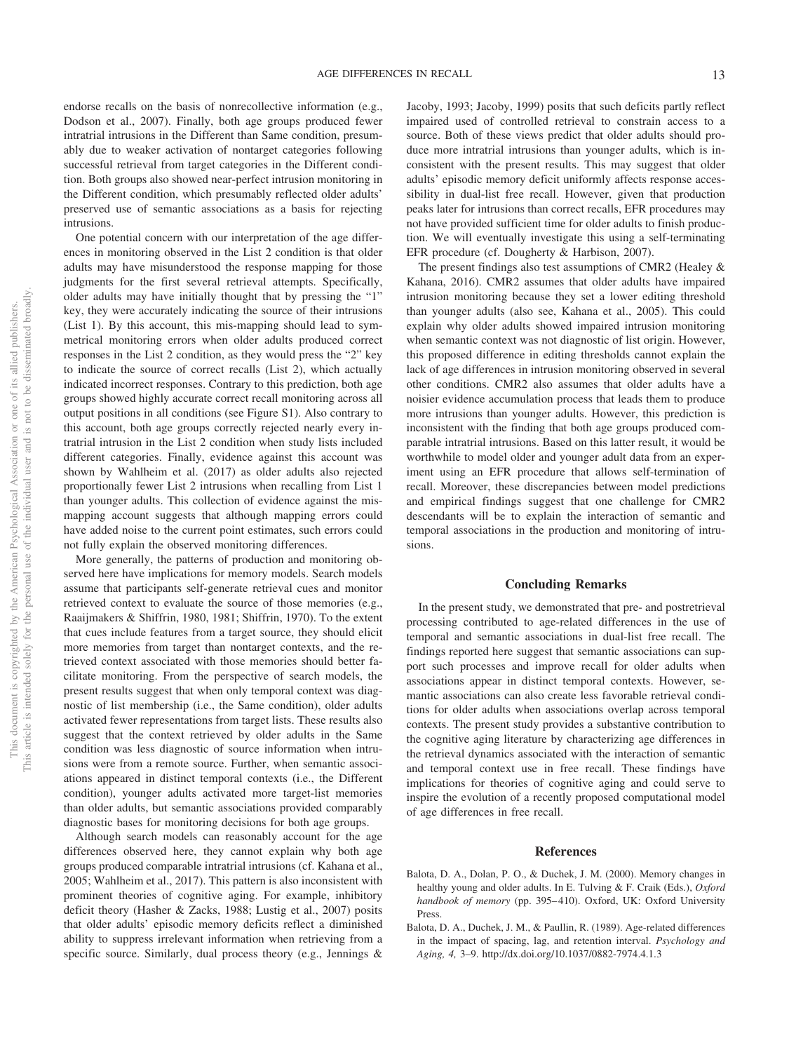endorse recalls on the basis of nonrecollective information (e.g., Dodson et al., 2007). Finally, both age groups produced fewer intratrial intrusions in the Different than Same condition, presumably due to weaker activation of nontarget categories following successful retrieval from target categories in the Different condition. Both groups also showed near-perfect intrusion monitoring in the Different condition, which presumably reflected older adults' preserved use of semantic associations as a basis for rejecting intrusions.

One potential concern with our interpretation of the age differences in monitoring observed in the List 2 condition is that older adults may have misunderstood the response mapping for those judgments for the first several retrieval attempts. Specifically, older adults may have initially thought that by pressing the "1" key, they were accurately indicating the source of their intrusions (List 1). By this account, this mis-mapping should lead to symmetrical monitoring errors when older adults produced correct responses in the List 2 condition, as they would press the "2" key to indicate the source of correct recalls (List 2), which actually indicated incorrect responses. Contrary to this prediction, both age groups showed highly accurate correct recall monitoring across all output positions in all conditions (see Figure S1). Also contrary to this account, both age groups correctly rejected nearly every intratrial intrusion in the List 2 condition when study lists included different categories. Finally, evidence against this account was shown by Wahlheim et al. (2017) as older adults also rejected proportionally fewer List 2 intrusions when recalling from List 1 than younger adults. This collection of evidence against the mis-mapping account suggests that although mapping errors could have added noise to the current point estimates, such errors could not fully explain the observed monitoring differences.

More generally, the patterns of production and monitoring observed here have implications for memory models. Search models assume that participants self-generate retrieval cues and monitor retrieved context to evaluate the source of those memories (e.g., Raaijmakers & Shiffrin, 1980, 1981; Shiffrin, 1970). To the extent that cues include features from a target source, they should elicit more memories from target than nontarget contexts, and the retrieved context associated with those memories should better facilitate monitoring. From the perspective of search models, the present results suggest that when only temporal context was diagnostic of list membership (i.e., the Same condition), older adults activated fewer representations from target lists. These results also suggest that the context retrieved by older adults in the Same condition was less diagnostic of source information when intrusions were from a remote source. Further, when semantic associations appeared in distinct temporal contexts (i.e., the Different condition), younger adults activated more target-list memories than older adults, but semantic associations provided comparably diagnostic bases for monitoring decisions for both age groups.

Although search models can reasonably account for the age differences observed here, they cannot explain why both age groups produced comparable intratrial intrusions (cf. Kahana et al., 2005; Wahlheim et al., 2017). This pattern is also inconsistent with prominent theories of cognitive aging. For example, inhibitory deficit theory (Hasher & Zacks, 1988; Lustig et al., 2007) posits that older adults' episodic memory deficits reflect a diminished ability to suppress irrelevant information when retrieving from a specific source. Similarly, dual process theory (e.g., Jennings & Jacoby, 1993; Jacoby, 1999) posits that such deficits partly reflect impaired used of controlled retrieval to constrain access to a source. Both of these views predict that older adults should produce more intratrial intrusions than younger adults, which is inconsistent with the present results. This may suggest that older adults' episodic memory deficit uniformly affects response accessibility in dual-list free recall. However, given that production peaks later for intrusions than correct recalls, EFR procedures may not have provided sufficient time for older adults to finish production. We will eventually investigate this using a self-terminating EFR procedure (cf. Dougherty & Harbison, 2007).

The present findings also test assumptions of CMR2 (Healey & Kahana, 2016). CMR2 assumes that older adults have impaired intrusion monitoring because they set a lower editing threshold than younger adults (also see, Kahana et al., 2005). This could explain why older adults showed impaired intrusion monitoring when semantic context was not diagnostic of list origin. However, this proposed difference in editing thresholds cannot explain the lack of age differences in intrusion monitoring observed in several other conditions. CMR2 also assumes that older adults have a noisier evidence accumulation process that leads them to produce more intrusions than younger adults. However, this prediction is inconsistent with the finding that both age groups produced comparable intratrial intrusions. Based on this latter result, it would be worthwhile to model older and younger adult data from an experiment using an EFR procedure that allows self-termination of recall. Moreover, these discrepancies between model predictions and empirical findings suggest that one challenge for CMR2 descendants will be to explain the interaction of semantic and temporal associations in the production and monitoring of intrusions.

## Concluding Remarks

In the present study, we demonstrated that pre- and postretrieval processing contributed to age-related differences in the use of temporal and semantic associations in dual-list free recall. The findings reported here suggest that semantic associations can support such processes and improve recall for older adults when associations appear in distinct temporal contexts. However, semantic associations can also create less favorable retrieval conditions for older adults when associations overlap across temporal contexts. The present study provides a substantive contribution to the cognitive aging literature by characterizing age differences in the retrieval dynamics associated with the interaction of semantic and temporal context use in free recall. These findings have implications for theories of cognitive aging and could serve to inspire the evolution of a recently proposed computational model of age differences in free recall.

## References

Balota, D. A., Dolan, P. O., & Duchek, J. M. (2000). Memory changes in healthy young and older adults. In E. Tulving & F. Craik (Eds.), *Oxford handbook of memory* (pp. 395–410). Oxford, UK: Oxford University Press.

Balota, D. A., Duchek, J. M., & Paullin, R. (1989). Age-related differences in the impact of spacing, lag, and retention interval. *Psychology and Aging, 4,* 3–9. http://dx.doi.org/10.1037/0882-7974.4.1.3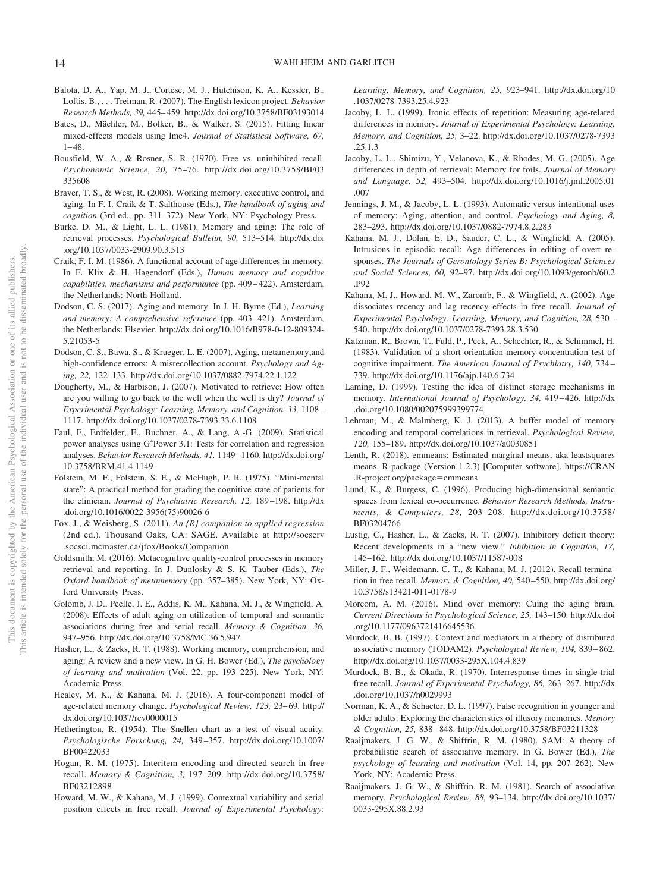Balota, D. A., Yap, M. J., Cortese, M. J., Hutchison, K. A., Kessler, B., Loftis, B., . . . Treiman, R. (2007). The English lexicon project. *Behavior Research Methods, 39,* 445–459. http://dx.doi.org/10.3758/BF03193014

Bates, D., Mächler, M., Bolker, B., & Walker, S. (2015). Fitting linear mixed-effects models using lme4. *Journal of Statistical Software, 67,* 1–48.

Bousfield, W. A., & Rosner, S. R. (1970). Free vs. uninhibited recall. *Psychonomic Science, 20,* 75–76. http://dx.doi.org/10.3758/BF03335608

Braver, T. S., & West, R. (2008). Working memory, executive control, and aging. In F. I. Craik & T. Salthouse (Eds.), *The handbook of aging and cognition* (3rd ed., pp. 311–372). New York, NY: Psychology Press.

Burke, D. M., & Light, L. L. (1981). Memory and aging: The role of retrieval processes. *Psychological Bulletin, 90,* 513–514. http://dx.doi.org/10.1037/0033-2909.90.3.513

Craik, F. I. M. (1986). A functional account of age differences in memory. In F. Klix & H. Hagendorf (Eds.), *Human memory and cognitive capabilities, mechanisms and performance* (pp. 409–422). Amsterdam, the Netherlands: North-Holland.

Dodson, C. S. (2017). Aging and memory. In J. H. Byrne (Ed.), *Learning and memory: A comprehensive reference* (pp. 403–421). Amsterdam, the Netherlands: Elsevier. http://dx.doi.org/10.1016/B978-0-12-809324-5.21053-5

Dodson, C. S., Bawa, S., & Krueger, L. E. (2007). Aging, metamemory,and high-confidence errors: A misrecollection account. *Psychology and Aging, 22,* 122–133. http://dx.doi.org/10.1037/0882-7974.22.1.122

Dougherty, M., & Harbison, J. (2007). Motivated to retrieve: How often are you willing to go back to the well when the well is dry? *Journal of Experimental Psychology: Learning, Memory, and Cognition, 33,* 1108–1117. http://dx.doi.org/10.1037/0278-7393.33.6.1108

Faul, F., Erdfelder, E., Buchner, A., & Lang, A.-G. (2009). Statistical power analyses using G*Power 3.1: Tests for correlation and regression analyses. *Behavior Research Methods, 41,* 1149–1160. http://dx.doi.org/10.3758/BRM.41.4.1149

Folstein, M. F., Folstein, S. E., & McHugh, P. R. (1975). "Mini-mental state": A practical method for grading the cognitive state of patients for the clinician. *Journal of Psychiatric Research, 12,* 189–198. http://dx.doi.org/10.1016/0022-3956(75)90026-6

Fox, J., & Weisberg, S. (2011). *An {R} companion to applied regression* (2nd ed.). Thousand Oaks, CA: SAGE. Available at http://socserv.socsci.mcmaster.ca/jfox/Books/Companion

Goldsmith, M. (2016). Metacognitive quality-control processes in memory retrieval and reporting. In J. Dunlosky & S. K. Tauber (Eds.), *The Oxford handbook of metamemory* (pp. 357–385). New York, NY: Oxford University Press.

Golomb, J. D., Peelle, J. E., Addis, K. M., Kahana, M. J., & Wingfield, A. (2008). Effects of adult aging on utilization of temporal and semantic associations during free and serial recall. *Memory & Cognition, 36,* 947–956. http://dx.doi.org/10.3758/MC.36.5.947

Hasher, L., & Zacks, R. T. (1988). Working memory, comprehension, and aging: A review and a new view. In G. H. Bower (Ed.), *The psychology of learning and motivation* (Vol. 22, pp. 193–225). New York, NY: Academic Press.

Healey, M. K., & Kahana, M. J. (2016). A four-component model of age-related memory change. *Psychological Review, 123,* 23–69. http://dx.doi.org/10.1037/rev0000015

Hetherington, R. (1954). The Snellen chart as a test of visual acuity. *Psychologische Forschung, 24,* 349–357. http://dx.doi.org/10.1007/BF00422033

Hogan, R. M. (1975). Interitem encoding and directed search in free recall. *Memory & Cognition, 3,* 197–209. http://dx.doi.org/10.3758/BF03212898

Howard, M. W., & Kahana, M. J. (1999). Contextual variability and serial position effects in free recall. *Journal of Experimental Psychology: Learning, Memory, and Cognition, 25,* 923–941. http://dx.doi.org/10.1037/0278-7393.25.4.923

Jacoby, L. L. (1999). Ironic effects of repetition: Measuring age-related differences in memory. *Journal of Experimental Psychology: Learning, Memory, and Cognition, 25,* 3–22. http://dx.doi.org/10.1037/0278-7393.25.1.3

Jacoby, L. L., Shimizu, Y., Velanova, K., & Rhodes, M. G. (2005). Age differences in depth of retrieval: Memory for foils. *Journal of Memory and Language, 52,* 493–504. http://dx.doi.org/10.1016/j.jml.2005.01.007

Jennings, J. M., & Jacoby, L. L. (1993). Automatic versus intentional uses of memory: Aging, attention, and control. *Psychology and Aging, 8,* 283–293. http://dx.doi.org/10.1037/0882-7974.8.2.283

Kahana, M. J., Dolan, E. D., Sauder, C. L., & Wingfield, A. (2005). Intrusions in episodic recall: Age differences in editing of overt responses. *The Journals of Gerontology Series B: Psychological Sciences and Social Sciences, 60,* 92–97. http://dx.doi.org/10.1093/geronb/60.2.P92

Kahana, M. J., Howard, M. W., Zaromb, F., & Wingfield, A. (2002). Age dissociates recency and lag recency effects in free recall. *Journal of Experimental Psychology: Learning, Memory, and Cognition, 28,* 530–540. http://dx.doi.org/10.1037/0278-7393.28.3.530

Katzman, R., Brown, T., Fuld, P., Peck, A., Schechter, R., & Schimmel, H. (1983). Validation of a short orientation-memory-concentration test of cognitive impairment. *The American Journal of Psychiatry, 140,* 734–739. http://dx.doi.org/10.1176/ajp.140.6.734

Laming, D. (1999). Testing the idea of distinct storage mechanisms in memory. *International Journal of Psychology, 34,* 419–426. http://dx.doi.org/10.1080/002075999399774

Lehman, M., & Malmberg, K. J. (2013). A buffer model of memory encoding and temporal correlations in retrieval. *Psychological Review, 120,* 155–189. http://dx.doi.org/10.1037/a0030851

Lenth, R. (2018). emmeans: Estimated marginal means, aka leastsquares means. R package (Version 1.2.3) [Computer software]. https://CRAN.R-project.org/package=emmeans

Lund, K., & Burgess, C. (1996). Producing high-dimensional semantic spaces from lexical co-occurrence. *Behavior Research Methods, Instruments, & Computers, 28,* 203–208. http://dx.doi.org/10.3758/BF03204766

Lustig, C., Hasher, L., & Zacks, R. T. (2007). Inhibitory deficit theory: Recent developments in a "new view." *Inhibition in Cognition, 17,* 145–162. http://dx.doi.org/10.1037/11587-008

Miller, J. F., Weidemann, C. T., & Kahana, M. J. (2012). Recall termination in free recall. *Memory & Cognition, 40,* 540–550. http://dx.doi.org/10.3758/s13421-011-0178-9

Morcom, A. M. (2016). Mind over memory: Cuing the aging brain. *Current Directions in Psychological Science, 25,* 143–150. http://dx.doi.org/10.1177/0963721416645536

Murdock, B. B. (1997). Context and mediators in a theory of distributed associative memory (TODAM2). *Psychological Review, 104,* 839–862. http://dx.doi.org/10.1037/0033-295X.104.4.839

Murdock, B. B., & Okada, R. (1970). Interresponse times in single-trial free recall. *Journal of Experimental Psychology, 86,* 263–267. http://dx.doi.org/10.1037/h0029993

Norman, K. A., & Schacter, D. L. (1997). False recognition in younger and older adults: Exploring the characteristics of illusory memories. *Memory & Cognition, 25,* 838–848. http://dx.doi.org/10.3758/BF03211328

Raaijmakers, J. G. W., & Shiffrin, R. M. (1980). SAM: A theory of probabilistic search of associative memory. In G. Bower (Ed.), *The psychology of learning and motivation* (Vol. 14, pp. 207–262). New York, NY: Academic Press.

Raaijmakers, J. G. W., & Shiffrin, R. M. (1981). Search of associative memory. *Psychological Review, 88,* 93–134. http://dx.doi.org/10.1037/0033-295X.88.2.93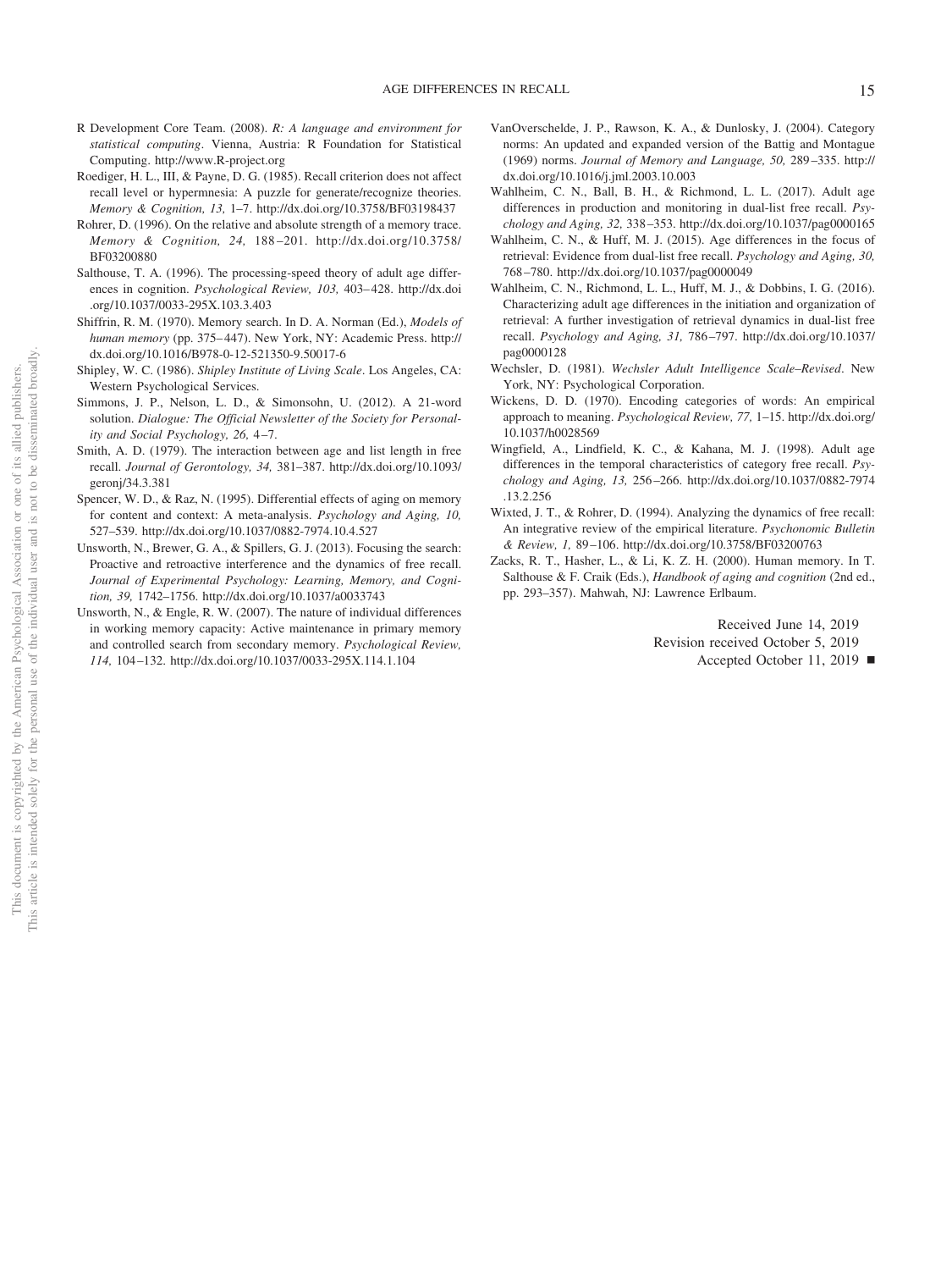R Development Core Team. (2008). *R: A language and environment for statistical computing*. Vienna, Austria: R Foundation for Statistical Computing. http://www.R-project.org

Roediger, H. L., III, & Payne, D. G. (1985). Recall criterion does not affect recall level or hypermnesia: A puzzle for generate/recognize theories. *Memory & Cognition, 13,* 1–7. http://dx.doi.org/10.3758/BF03198437

Rohrer, D. (1996). On the relative and absolute strength of a memory trace. *Memory & Cognition, 24,* 188–201. http://dx.doi.org/10.3758/BF03200880

Salthouse, T. A. (1996). The processing-speed theory of adult age differences in cognition. *Psychological Review, 103,* 403–428. http://dx.doi.org/10.1037/0033-295X.103.3.403

Shiffrin, R. M. (1970). Memory search. In D. A. Norman (Ed.), *Models of human memory* (pp. 375–447). New York, NY: Academic Press. http://dx.doi.org/10.1016/B978-0-12-521350-9.50017-6

Shipley, W. C. (1986). *Shipley Institute of Living Scale*. Los Angeles, CA: Western Psychological Services.

Simmons, J. P., Nelson, L. D., & Simonsohn, U. (2012). A 21-word solution. *Dialogue: The Official Newsletter of the Society for Personality and Social Psychology, 26,* 4–7.

Smith, A. D. (1979). The interaction between age and list length in free recall. *Journal of Gerontology, 34,* 381–387. http://dx.doi.org/10.1093/geronj/34.3.381

Spencer, W. D., & Raz, N. (1995). Differential effects of aging on memory for content and context: A meta-analysis. *Psychology and Aging, 10,* 527–539. http://dx.doi.org/10.1037/0882-7974.10.4.527

Unsworth, N., Brewer, G. A., & Spillers, G. J. (2013). Focusing the search: Proactive and retroactive interference and the dynamics of free recall. *Journal of Experimental Psychology: Learning, Memory, and Cognition, 39,* 1742–1756. http://dx.doi.org/10.1037/a0033743

Unsworth, N., & Engle, R. W. (2007). The nature of individual differences in working memory capacity: Active maintenance in primary memory and controlled search from secondary memory. *Psychological Review, 114,* 104–132. http://dx.doi.org/10.1037/0033-295X.114.1.104

VanOverschelde, J. P., Rawson, K. A., & Dunlosky, J. (2004). Category norms: An updated and expanded version of the Battig and Montague (1969) norms. *Journal of Memory and Language, 50,* 289–335. http://dx.doi.org/10.1016/j.jml.2003.10.003

Wahlheim, C. N., Ball, B. H., & Richmond, L. L. (2017). Adult age differences in production and monitoring in dual-list free recall. *Psychology and Aging, 32,* 338–353. http://dx.doi.org/10.1037/pag0000165

Wahlheim, C. N., & Huff, M. J. (2015). Age differences in the focus of retrieval: Evidence from dual-list free recall. *Psychology and Aging, 30,* 768–780. http://dx.doi.org/10.1037/pag0000049

Wahlheim, C. N., Richmond, L. L., Huff, M. J., & Dobbins, I. G. (2016). Characterizing adult age differences in the initiation and organization of retrieval: A further investigation of retrieval dynamics in dual-list free recall. *Psychology and Aging, 31,* 786–797. http://dx.doi.org/10.1037/pag0000128

Wechsler, D. (1981). *Wechsler Adult Intelligence Scale–Revised*. New York, NY: Psychological Corporation.

Wickens, D. D. (1970). Encoding categories of words: An empirical approach to meaning. *Psychological Review, 77,* 1–15. http://dx.doi.org/10.1037/h0028569

Wingfield, A., Lindfield, K. C., & Kahana, M. J. (1998). Adult age differences in the temporal characteristics of category free recall. *Psychology and Aging, 13,* 256–266. http://dx.doi.org/10.1037/0882-7974.13.2.256

Wixted, J. T., & Rohrer, D. (1994). Analyzing the dynamics of free recall: An integrative review of the empirical literature. *Psychonomic Bulletin & Review, 1,* 89–106. http://dx.doi.org/10.3758/BF03200763

Zacks, R. T., Hasher, L., & Li, K. Z. H. (2000). Human memory. In T. Salthouse & F. Craik (Eds.), *Handbook of aging and cognition* (2nd ed., pp. 293–357). Mahwah, NJ: Lawrence Erlbaum.

Received June 14, 2019
Revision received October 5, 2019
Accepted October 11, 2019 ■